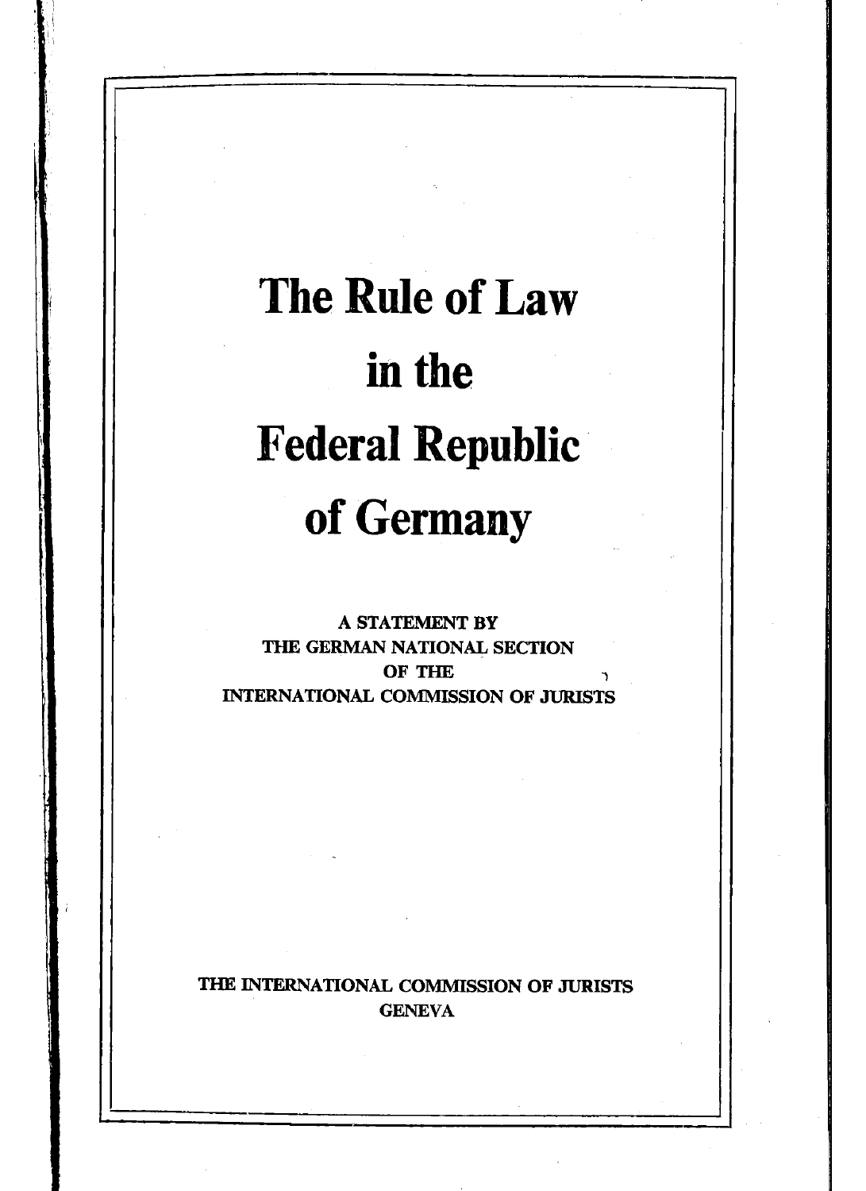# The Rule of Law in the Federal Republic of Germany

A STATEMENT BY
THE GERMAN NATIONAL SECTION
OF THE
INTERNATIONAL COMMISSION OF JURISTS

THE INTERNATIONAL COMMISSION OF JURISTS
GENEVA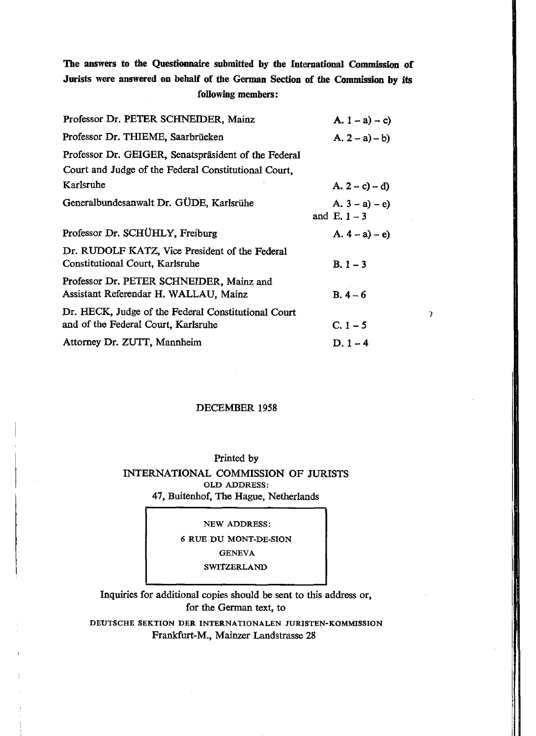**The answers to the Questionnaire submitted by the International Commission of Jurists were answered on behalf of the German Section of the Commission by its following members:**

| | |
|---|---|
| Professor Dr. PETER SCHNEIDER, Mainz | A. 1 – a) – c) |
| Professor Dr. THIEME, Saarbrücken | A. 2 – a) – b) |
| Professor Dr. GEIGER, Senatspräsident of the Federal Court and Judge of the Federal Constitutional Court, Karlsruhe | A. 2 – c) – d) |
| Generalbundesanwalt Dr. GÜDE, Karlsrühe | A. 3 – a) – e) and E. 1 – 3 |
| Professor Dr. SCHÜHLY, Freiburg | A. 4 – a) – e) |
| Dr. RUDOLF KATZ, Vice President of the Federal Constitutional Court, Karlsruhe | B. 1 – 3 |
| Professor Dr. PETER SCHNEIDER, Mainz and Assistant Referendar H. WALLAU, Mainz | B. 4 – 6 |
| Dr. HECK, Judge of the Federal Constitutional Court and of the Federal Court, Karlsruhe | C. 1 – 5 |
| Attorney Dr. ZUTT, Mannheim | D. 1 – 4 |

DECEMBER 1958

Printed by

INTERNATIONAL COMMISSION OF JURISTS

OLD ADDRESS:

47, Buitenhof, The Hague, Netherlands

NEW ADDRESS:

6 RUE DU MONT-DE-SION

GENEVA

SWITZERLAND

Inquiries for additional copies should be sent to this address or, for the German text, to

DEUTSCHE SEKTION DER INTERNATIONALEN JURISTEN-KOMMISSION

Frankfurt-M., Mainzer Landstrasse 28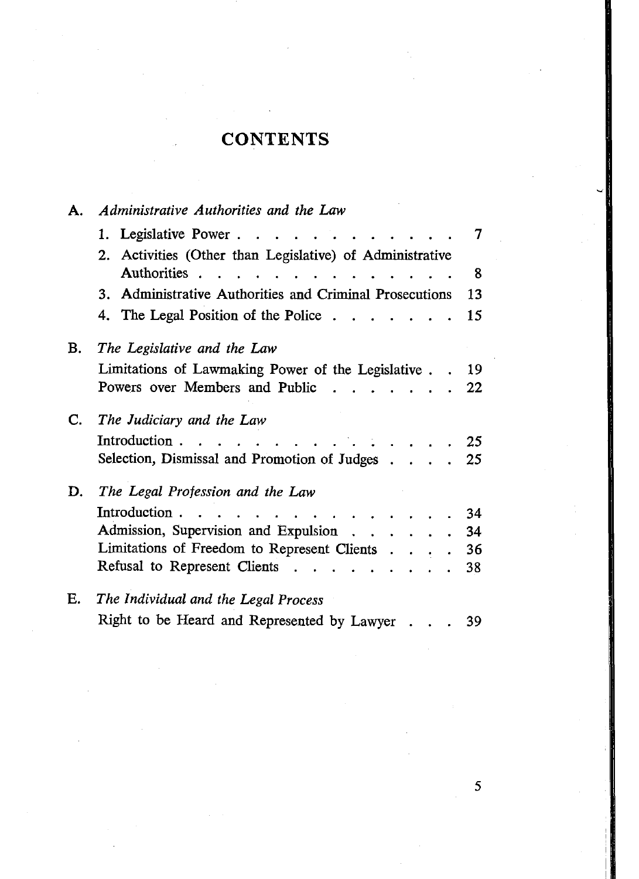# CONTENTS

**A.** *Administrative Authorities and the Law*

1. Legislative Power . . . . . . . . . . . . . 7
2. Activities (Other than Legislative) of Administrative Authorities . . . . . . . . . . . . . . . 8
3. Administrative Authorities and Criminal Prosecutions 13
4. The Legal Position of the Police . . . . . . . 15

**B.** *The Legislative and the Law*

Limitations of Lawmaking Power of the Legislative . . 19
Powers over Members and Public . . . . . . . 22

**C.** *The Judiciary and the Law*

Introduction . . . . . . . . . . . . . . . 25
Selection, Dismissal and Promotion of Judges . . . . 25

**D.** *The Legal Profession and the Law*

Introduction . . . . . . . . . . . . . . . 34
Admission, Supervision and Expulsion . . . . . . 34
Limitations of Freedom to Represent Clients . . . . 36
Refusal to Represent Clients . . . . . . . . . 38

**E.** *The Individual and the Legal Process*

Right to be Heard and Represented by Lawyer . . . 39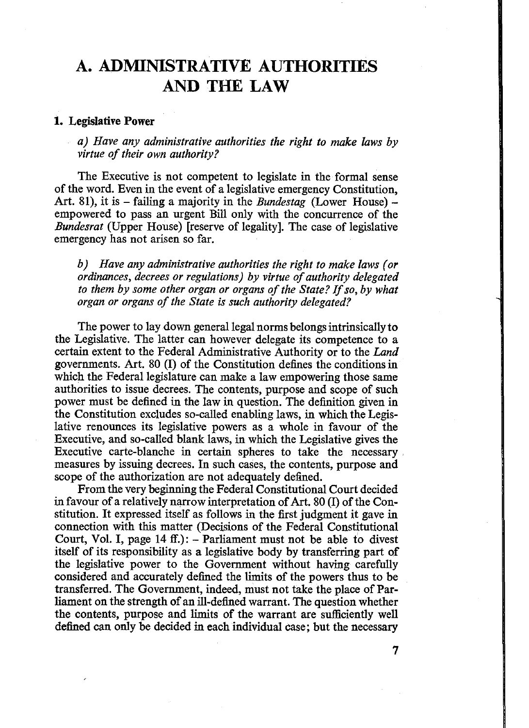# A. ADMINISTRATIVE AUTHORITIES AND THE LAW

## 1. Legislative Power

*a) Have any administrative authorities the right to make laws by virtue of their own authority?*

The Executive is not competent to legislate in the formal sense of the word. Even in the event of a legislative emergency Constitution, Art. 81), it is – failing a majority in the *Bundestag* (Lower House) – empowered to pass an urgent Bill only with the concurrence of the *Bundesrat* (Upper House) [reserve of legality]. The case of legislative emergency has not arisen so far.

*b) Have any administrative authorities the right to make laws (or ordinances, decrees or regulations) by virtue of authority delegated to them by some other organ or organs of the State? If so, by what organ or organs of the State is such authority delegated?*

The power to lay down general legal norms belongs intrinsically to the Legislative. The latter can however delegate its competence to a certain extent to the Federal Administrative Authority or to the *Land* governments. Art. 80 (I) of the Constitution defines the conditions in which the Federal legislature can make a law empowering those same authorities to issue decrees. The contents, purpose and scope of such power must be defined in the law in question. The definition given in the Constitution excludes so-called enabling laws, in which the Legislative renounces its legislative powers as a whole in favour of the Executive, and so-called blank laws, in which the Legislative gives the Executive carte-blanche in certain spheres to take the necessary measures by issuing decrees. In such cases, the contents, purpose and scope of the authorization are not adequately defined.

From the very beginning the Federal Constitutional Court decided in favour of a relatively narrow interpretation of Art. 80 (I) of the Constitution. It expressed itself as follows in the first judgment it gave in connection with this matter (Decisions of the Federal Constitutional Court, Vol. I, page 14 ff.): – Parliament must not be able to divest itself of its responsibility as a legislative body by transferring part of the legislative power to the Government without having carefully considered and accurately defined the limits of the powers thus to be transferred. The Government, indeed, must not take the place of Parliament on the strength of an ill-defined warrant. The question whether the contents, purpose and limits of the warrant are sufficiently well defined can only be decided in each individual case; but the necessary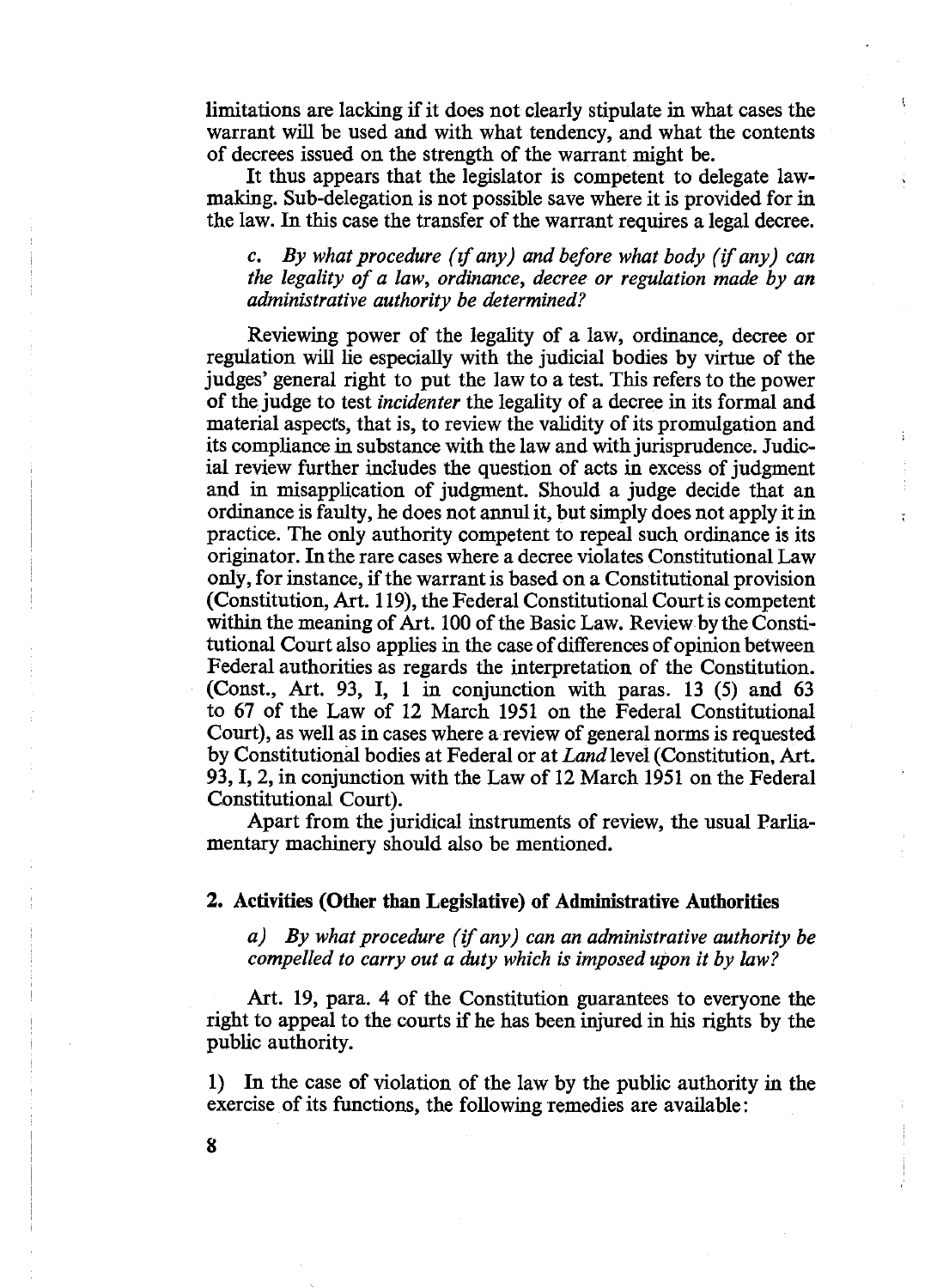limitations are lacking if it does not clearly stipulate in what cases the warrant will be used and with what tendency, and what the contents of decrees issued on the strength of the warrant might be.

It thus appears that the legislator is competent to delegate law-making. Sub-delegation is not possible save where it is provided for in the law. In this case the transfer of the warrant requires a legal decree.

*c. By what procedure (if any) and before what body (if any) can the legality of a law, ordinance, decree or regulation made by an administrative authority be determined?*

Reviewing power of the legality of a law, ordinance, decree or regulation will lie especially with the judicial bodies by virtue of the judges' general right to put the law to a test. This refers to the power of the judge to test *incidenter* the legality of a decree in its formal and material aspects, that is, to review the validity of its promulgation and its compliance in substance with the law and with jurisprudence. Judicial review further includes the question of acts in excess of judgment and in misapplication of judgment. Should a judge decide that an ordinance is faulty, he does not annul it, but simply does not apply it in practice. The only authority competent to repeal such ordinance is its originator. In the rare cases where a decree violates Constitutional Law only, for instance, if the warrant is based on a Constitutional provision (Constitution, Art. 119), the Federal Constitutional Court is competent within the meaning of Art. 100 of the Basic Law. Review by the Constitutional Court also applies in the case of differences of opinion between Federal authorities as regards the interpretation of the Constitution. (Const., Art. 93, I, 1 in conjunction with paras. 13 (5) and 63 to 67 of the Law of 12 March 1951 on the Federal Constitutional Court), as well as in cases where a review of general norms is requested by Constitutional bodies at Federal or at *Land* level (Constitution, Art. 93, I, 2, in conjunction with the Law of 12 March 1951 on the Federal Constitutional Court).

Apart from the juridical instruments of review, the usual Parliamentary machinery should also be mentioned.

## 2. Activities (Other than Legislative) of Administrative Authorities

*a) By what procedure (if any) can an administrative authority be compelled to carry out a duty which is imposed upon it by law?*

Art. 19, para. 4 of the Constitution guarantees to everyone the right to appeal to the courts if he has been injured in his rights by the public authority.

1) In the case of violation of the law by the public authority in the exercise of its functions, the following remedies are available: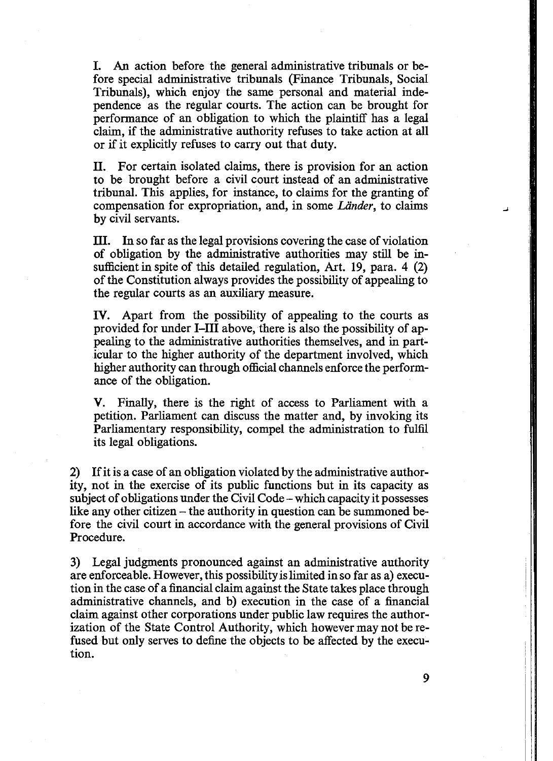I. An action before the general administrative tribunals or before special administrative tribunals (Finance Tribunals, Social Tribunals), which enjoy the same personal and material independence as the regular courts. The action can be brought for performance of an obligation to which the plaintiff has a legal claim, if the administrative authority refuses to take action at all or if it explicitly refuses to carry out that duty.

II. For certain isolated claims, there is provision for an action to be brought before a civil court instead of an administrative tribunal. This applies, for instance, to claims for the granting of compensation for expropriation, and, in some *Länder*, to claims by civil servants.

III. In so far as the legal provisions covering the case of violation of obligation by the administrative authorities may still be insufficient in spite of this detailed regulation, Art. 19, para. 4 (2) of the Constitution always provides the possibility of appealing to the regular courts as an auxiliary measure.

IV. Apart from the possibility of appealing to the courts as provided for under I–III above, there is also the possibility of appealing to the administrative authorities themselves, and in particular to the higher authority of the department involved, which higher authority can through official channels enforce the performance of the obligation.

V. Finally, there is the right of access to Parliament with a petition. Parliament can discuss the matter and, by invoking its Parliamentary responsibility, compel the administration to fulfil its legal obligations.

2) If it is a case of an obligation violated by the administrative authority, not in the exercise of its public functions but in its capacity as subject of obligations under the Civil Code – which capacity it possesses like any other citizen – the authority in question can be summoned before the civil court in accordance with the general provisions of Civil Procedure.

3) Legal judgments pronounced against an administrative authority are enforceable. However, this possibility is limited in so far as a) execution in the case of a financial claim against the State takes place through administrative channels, and b) execution in the case of a financial claim against other corporations under public law requires the authorization of the State Control Authority, which however may not be refused but only serves to define the objects to be affected by the execution.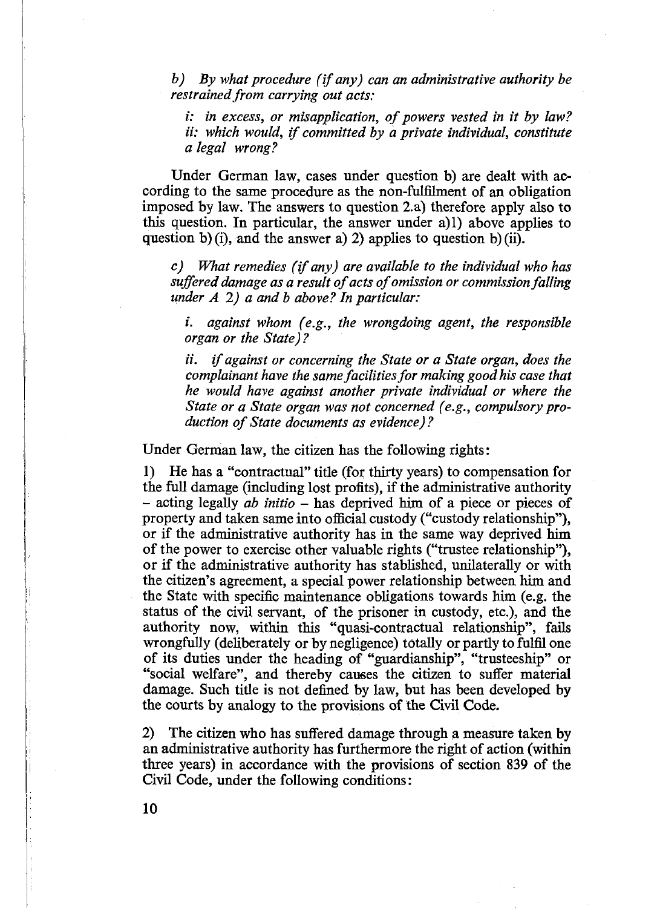*b) By what procedure (if any) can an administrative authority be restrained from carrying out acts:*

*i: in excess, or misapplication, of powers vested in it by law?*
*ii: which would, if committed by a private individual, constitute a legal wrong?*

Under German law, cases under question b) are dealt with according to the same procedure as the non-fulfilment of an obligation imposed by law. The answers to question 2.a) therefore apply also to this question. In particular, the answer under a)1) above applies to question b)(i), and the answer a) 2) applies to question b)(ii).

*c) What remedies (if any) are available to the individual who has suffered damage as a result of acts of omission or commission falling under A 2) a and b above? In particular:*

*i. against whom (e.g., the wrongdoing agent, the responsible organ or the State)?*

*ii. if against or concerning the State or a State organ, does the complainant have the same facilities for making good his case that he would have against another private individual or where the State or a State organ was not concerned (e.g., compulsory production of State documents as evidence)?*

Under German law, the citizen has the following rights:

1) He has a "contractual" title (for thirty years) to compensation for the full damage (including lost profits), if the administrative authority – acting legally *ab initio* – has deprived him of a piece or pieces of property and taken same into official custody ("custody relationship"), or if the administrative authority has in the same way deprived him of the power to exercise other valuable rights ("trustee relationship"), or if the administrative authority has stablished, unilaterally or with the citizen's agreement, a special power relationship between him and the State with specific maintenance obligations towards him (e.g. the status of the civil servant, of the prisoner in custody, etc.), and the authority now, within this "quasi-contractual relationship", fails wrongfully (deliberately or by negligence) totally or partly to fulfil one of its duties under the heading of "guardianship", "trusteeship" or "social welfare", and thereby causes the citizen to suffer material damage. Such title is not defined by law, but has been developed by the courts by analogy to the provisions of the Civil Code.

2) The citizen who has suffered damage through a measure taken by an administrative authority has furthermore the right of action (within three years) in accordance with the provisions of section 839 of the Civil Code, under the following conditions: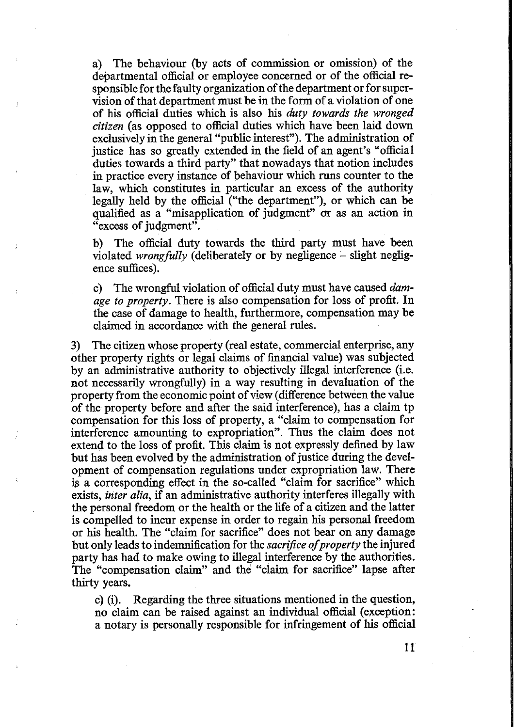a) The behaviour (by acts of commission or omission) of the departmental official or employee concerned or of the official responsible for the faulty organization of the department or for supervision of that department must be in the form of a violation of one of his official duties which is also his *duty towards the wronged citizen* (as opposed to official duties which have been laid down exclusively in the general "public interest"). The administration of justice has so greatly extended in the field of an agent's "official duties towards a third party" that nowadays that notion includes in practice every instance of behaviour which runs counter to the law, which constitutes in particular an excess of the authority legally held by the official ("the department"), or which can be qualified as a "misapplication of judgment" or as an action in "excess of judgment".

b) The official duty towards the third party must have been violated *wrongfully* (deliberately or by negligence – slight negligence suffices).

c) The wrongful violation of official duty must have caused *damage to property*. There is also compensation for loss of profit. In the case of damage to health, furthermore, compensation may be claimed in accordance with the general rules.

3) The citizen whose property (real estate, commercial enterprise, any other property rights or legal claims of financial value) was subjected by an administrative authority to objectively illegal interference (i.e. not necessarily wrongfully) in a way resulting in devaluation of the property from the economic point of view (difference between the value of the property before and after the said interference), has a claim tp compensation for this loss of property, a "claim to compensation for interference amounting to expropriation". Thus the claim does not extend to the loss of profit. This claim is not expressly defined by law but has been evolved by the administration of justice during the development of compensation regulations under expropriation law. There is a corresponding effect in the so-called "claim for sacrifice" which exists, *inter alia*, if an administrative authority interferes illegally with the personal freedom or the health or the life of a citizen and the latter is compelled to incur expense in order to regain his personal freedom or his health. The "claim for sacrifice" does not bear on any damage but only leads to indemnification for the *sacrifice of property* the injured party has had to make owing to illegal interference by the authorities. The "compensation claim" and the "claim for sacrifice" lapse after thirty years.

c) (i). Regarding the three situations mentioned in the question, no claim can be raised against an individual official (exception: a notary is personally responsible for infringement of his official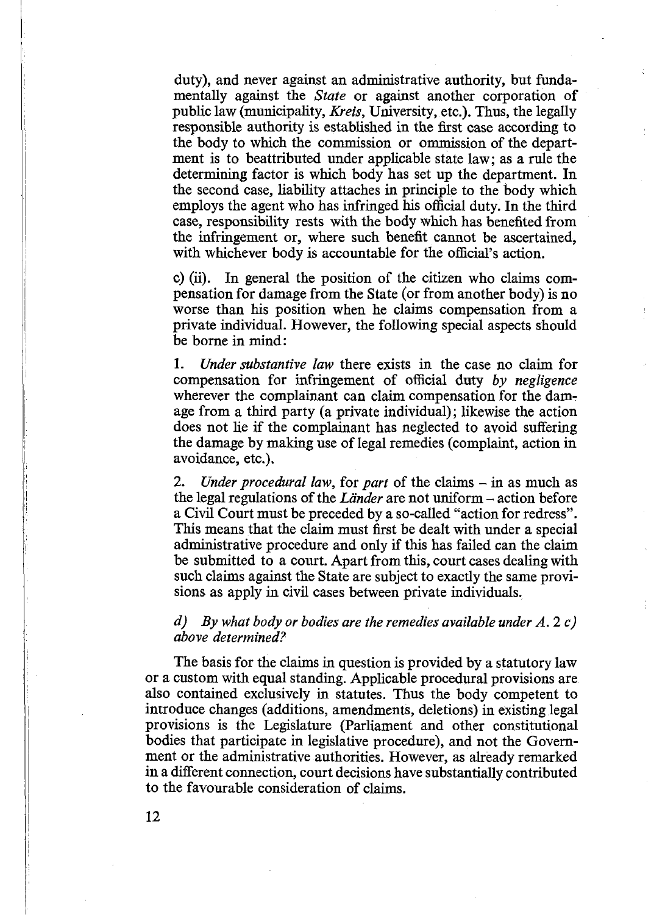duty), and never against an administrative authority, but fundamentally against the *State* or against another corporation of public law (municipality, *Kreis*, University, etc.). Thus, the legally responsible authority is established in the first case according to the body to which the commission or ommission of the department is to beattributed under applicable state law; as a rule the determining factor is which body has set up the department. In the second case, liability attaches in principle to the body which employs the agent who has infringed his official duty. In the third case, responsibility rests with the body which has benefited from the infringement or, where such benefit cannot be ascertained, with whichever body is accountable for the official's action.

c) (ii). In general the position of the citizen who claims compensation for damage from the State (or from another body) is no worse than his position when he claims compensation from a private individual. However, the following special aspects should be borne in mind:

1. *Under substantive law* there exists in the case no claim for compensation for infringement of official duty *by negligence* wherever the complainant can claim compensation for the damage from a third party (a private individual); likewise the action does not lie if the complainant has neglected to avoid suffering the damage by making use of legal remedies (complaint, action in avoidance, etc.).

2. *Under procedural law*, for *part* of the claims – in as much as the legal regulations of the *Länder* are not uniform – action before a Civil Court must be preceded by a so-called "action for redress". This means that the claim must first be dealt with under a special administrative procedure and only if this has failed can the claim be submitted to a court. Apart from this, court cases dealing with such claims against the State are subject to exactly the same provisions as apply in civil cases between private individuals.

*d) By what body or bodies are the remedies available under A. 2 c) above determined?*

The basis for the claims in question is provided by a statutory law or a custom with equal standing. Applicable procedural provisions are also contained exclusively in statutes. Thus the body competent to introduce changes (additions, amendments, deletions) in existing legal provisions is the Legislature (Parliament and other constitutional bodies that participate in legislative procedure), and not the Government or the administrative authorities. However, as already remarked in a different connection, court decisions have substantially contributed to the favourable consideration of claims.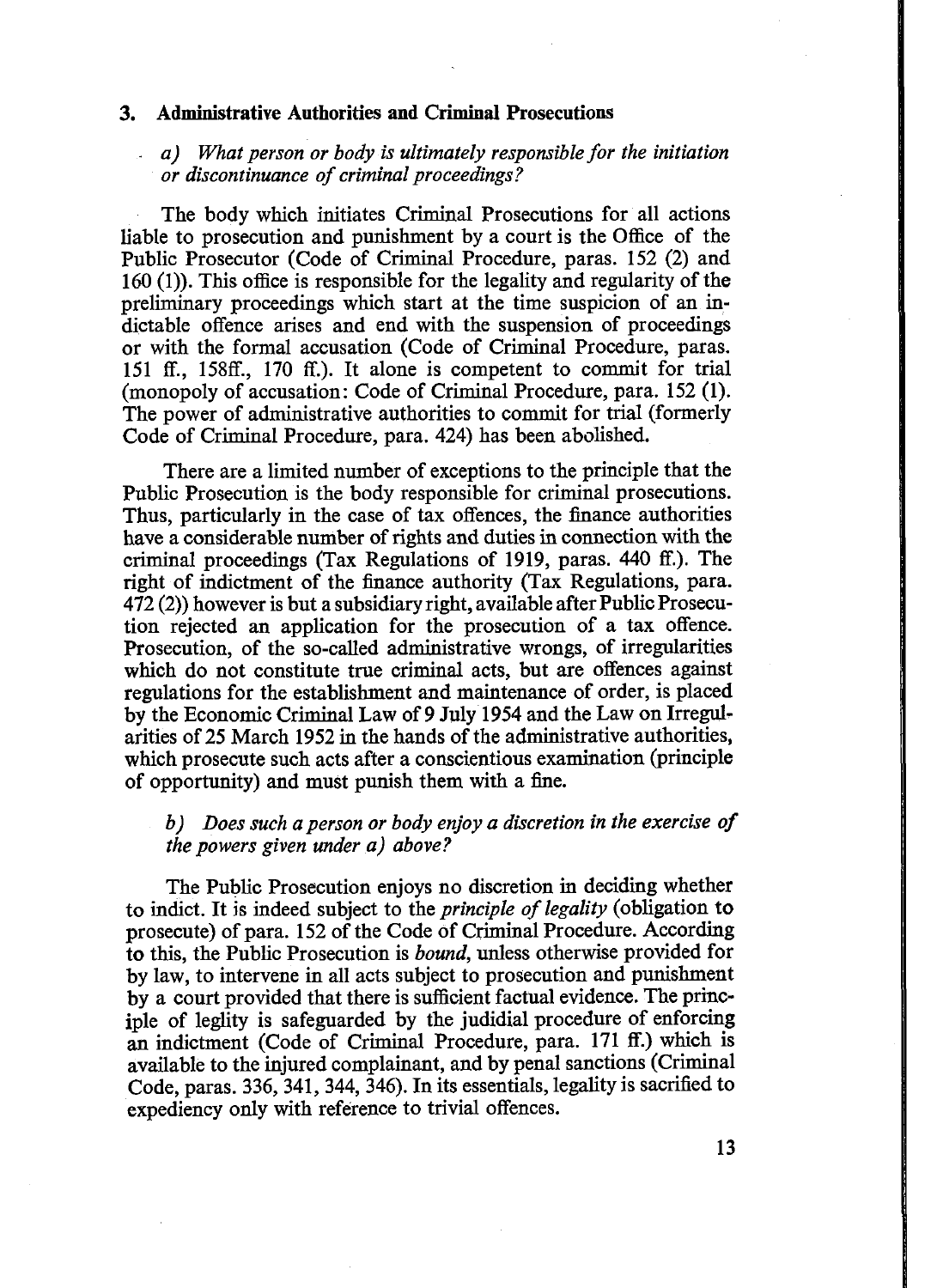### 3. Administrative Authorities and Criminal Prosecutions

*a) What person or body is ultimately responsible for the initiation or discontinuance of criminal proceedings?*

The body which initiates Criminal Prosecutions for all actions liable to prosecution and punishment by a court is the Office of the Public Prosecutor (Code of Criminal Procedure, paras. 152 (2) and 160 (1)). This office is responsible for the legality and regularity of the preliminary proceedings which start at the time suspicion of an indictable offence arises and end with the suspension of proceedings or with the formal accusation (Code of Criminal Procedure, paras. 151 ff., 158ff., 170 ff.). It alone is competent to commit for trial (monopoly of accusation: Code of Criminal Procedure, para. 152 (1). The power of administrative authorities to commit for trial (formerly Code of Criminal Procedure, para. 424) has been abolished.

There are a limited number of exceptions to the principle that the Public Prosecution is the body responsible for criminal prosecutions. Thus, particularly in the case of tax offences, the finance authorities have a considerable number of rights and duties in connection with the criminal proceedings (Tax Regulations of 1919, paras. 440 ff.). The right of indictment of the finance authority (Tax Regulations, para. 472 (2)) however is but a subsidiary right, available after Public Prosecution rejected an application for the prosecution of a tax offence. Prosecution, of the so-called administrative wrongs, of irregularities which do not constitute true criminal acts, but are offences against regulations for the establishment and maintenance of order, is placed by the Economic Criminal Law of 9 July 1954 and the Law on Irregularities of 25 March 1952 in the hands of the administrative authorities, which prosecute such acts after a conscientious examination (principle of opportunity) and must punish them with a fine.

*b) Does such a person or body enjoy a discretion in the exercise of the powers given under a) above?*

The Public Prosecution enjoys no discretion in deciding whether to indict. It is indeed subject to the *principle of legality* (obligation to prosecute) of para. 152 of the Code of Criminal Procedure. According to this, the Public Prosecution is *bound*, unless otherwise provided for by law, to intervene in all acts subject to prosecution and punishment by a court provided that there is sufficient factual evidence. The principle of leglity is safeguarded by the judidial procedure of enforcing an indictment (Code of Criminal Procedure, para. 171 ff.) which is available to the injured complainant, and by penal sanctions (Criminal Code, paras. 336, 341, 344, 346). In its essentials, legality is sacrified to expediency only with reference to trivial offences.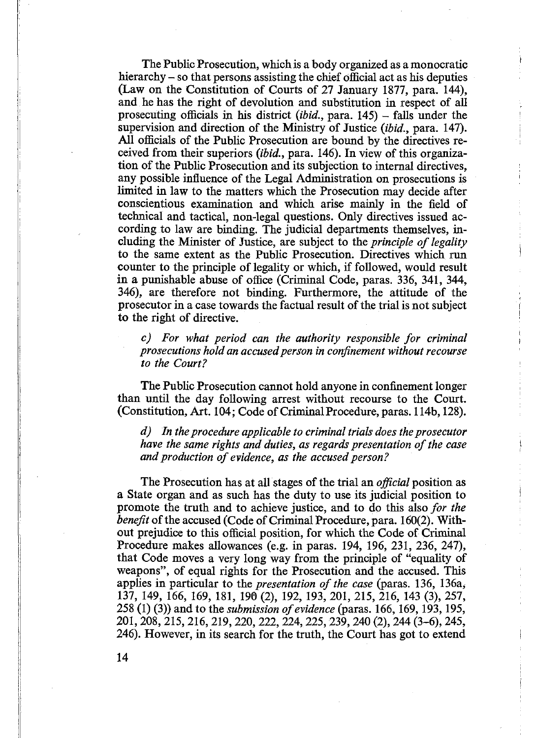The Public Prosecution, which is a body organized as a monocratic hierarchy – so that persons assisting the chief official act as his deputies (Law on the Constitution of Courts of 27 January 1877, para. 144), and he has the right of devolution and substitution in respect of all prosecuting officials in his district (*ibid.*, para. 145) – falls under the supervision and direction of the Ministry of Justice (*ibid.*, para. 147). All officials of the Public Prosecution are bound by the directives received from their superiors (*ibid.*, para. 146). In view of this organization of the Public Prosecution and its subjection to internal directives, any possible influence of the Legal Administration on prosecutions is limited in law to the matters which the Prosecution may decide after conscientious examination and which arise mainly in the field of technical and tactical, non-legal questions. Only directives issued according to law are binding. The judicial departments themselves, including the Minister of Justice, are subject to the *principle of legality* to the same extent as the Public Prosecution. Directives which run counter to the principle of legality or which, if followed, would result in a punishable abuse of office (Criminal Code, paras. 336, 341, 344, 346), are therefore not binding. Furthermore, the attitude of the prosecutor in a case towards the factual result of the trial is not subject to the right of directive.

*c) For what period can the authority responsible for criminal prosecutions hold an accused person in confinement without recourse to the Court?*

The Public Prosecution cannot hold anyone in confinement longer than until the day following arrest without recourse to the Court. (Constitution, Art. 104; Code of Criminal Procedure, paras. 114b, 128).

*d) In the procedure applicable to criminal trials does the prosecutor have the same rights and duties, as regards presentation of the case and production of evidence, as the accused person?*

The Prosecution has at all stages of the trial an *official* position as a State organ and as such has the duty to use its judicial position to promote the truth and to achieve justice, and to do this also *for the benefit* of the accused (Code of Criminal Procedure, para. 160(2). Without prejudice to this official position, for which the Code of Criminal Procedure makes allowances (e.g. in paras. 194, 196, 231, 236, 247), that Code moves a very long way from the principle of "equality of weapons", of equal rights for the Prosecution and the accused. This applies in particular to the *presentation of the case* (paras. 136, 136a, 137, 149, 166, 169, 181, 190 (2), 192, 193, 201, 215, 216, 143 (3), 257, 258 (1) (3)) and to the *submission of evidence* (paras. 166, 169, 193, 195, 201, 208, 215, 216, 219, 220, 222, 224, 225, 239, 240 (2), 244 (3–6), 245, 246). However, in its search for the truth, the Court has got to extend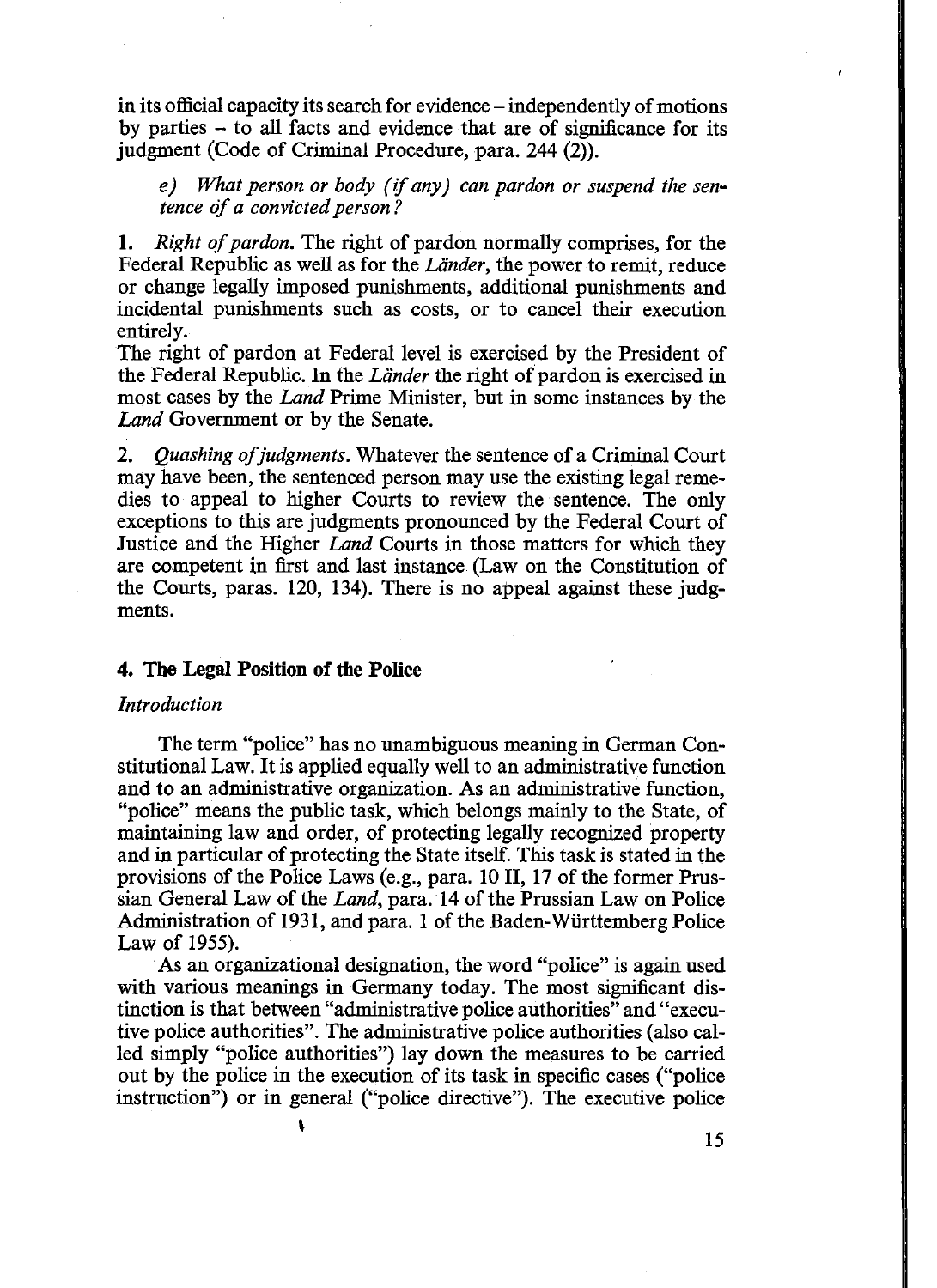in its official capacity its search for evidence – independently of motions by parties – to all facts and evidence that are of significance for its judgment (Code of Criminal Procedure, para. 244 (2)).

*e) What person or body (if any) can pardon or suspend the sentence of a convicted person?*

1. *Right of pardon.* The right of pardon normally comprises, for the Federal Republic as well as for the *Länder*, the power to remit, reduce or change legally imposed punishments, additional punishments and incidental punishments such as costs, or to cancel their execution entirely.

The right of pardon at Federal level is exercised by the President of the Federal Republic. In the *Länder* the right of pardon is exercised in most cases by the *Land* Prime Minister, but in some instances by the *Land* Government or by the Senate.

2. *Quashing of judgments.* Whatever the sentence of a Criminal Court may have been, the sentenced person may use the existing legal remedies to appeal to higher Courts to review the sentence. The only exceptions to this are judgments pronounced by the Federal Court of Justice and the Higher *Land* Courts in those matters for which they are competent in first and last instance (Law on the Constitution of the Courts, paras. 120, 134). There is no appeal against these judgments.

## 4. The Legal Position of the Police

*Introduction*

The term "police" has no unambiguous meaning in German Constitutional Law. It is applied equally well to an administrative function and to an administrative organization. As an administrative function, "police" means the public task, which belongs mainly to the State, of maintaining law and order, of protecting legally recognized property and in particular of protecting the State itself. This task is stated in the provisions of the Police Laws (e.g., para. 10 II, 17 of the former Prussian General Law of the *Land*, para. 14 of the Prussian Law on Police Administration of 1931, and para. 1 of the Baden-Württemberg Police Law of 1955).

As an organizational designation, the word "police" is again used with various meanings in Germany today. The most significant distinction is that between "administrative police authorities" and "executive police authorities". The administrative police authorities (also called simply "police authorities") lay down the measures to be carried out by the police in the execution of its task in specific cases ("police instruction") or in general ("police directive"). The executive police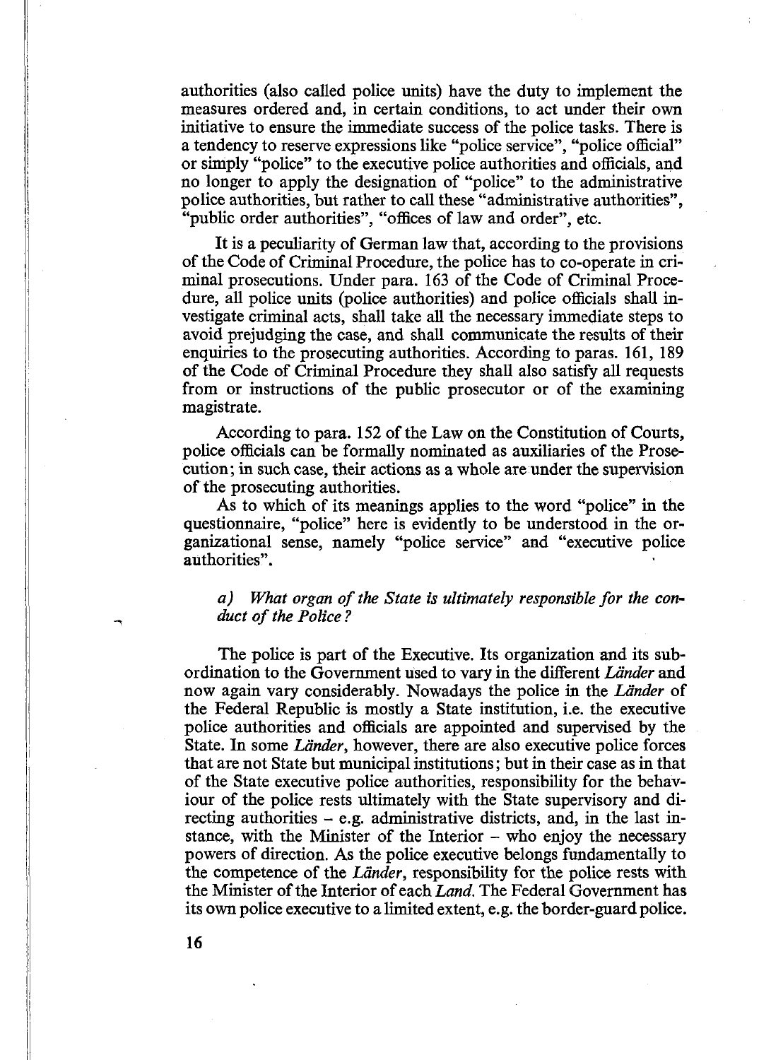authorities (also called police units) have the duty to implement the measures ordered and, in certain conditions, to act under their own initiative to ensure the immediate success of the police tasks. There is a tendency to reserve expressions like "police service", "police official" or simply "police" to the executive police authorities and officials, and no longer to apply the designation of "police" to the administrative police authorities, but rather to call these "administrative authorities", "public order authorities", "offices of law and order", etc.

It is a peculiarity of German law that, according to the provisions of the Code of Criminal Procedure, the police has to co-operate in criminal prosecutions. Under para. 163 of the Code of Criminal Procedure, all police units (police authorities) and police officials shall investigate criminal acts, shall take all the necessary immediate steps to avoid prejudging the case, and shall communicate the results of their enquiries to the prosecuting authorities. According to paras. 161, 189 of the Code of Criminal Procedure they shall also satisfy all requests from or instructions of the public prosecutor or of the examining magistrate.

According to para. 152 of the Law on the Constitution of Courts, police officials can be formally nominated as auxiliaries of the Prosecution; in such case, their actions as a whole are under the supervision of the prosecuting authorities.

As to which of its meanings applies to the word "police" in the questionnaire, "police" here is evidently to be understood in the organizational sense, namely "police service" and "executive police authorities".

*a) What organ of the State is ultimately responsible for the conduct of the Police?*

The police is part of the Executive. Its organization and its subordination to the Government used to vary in the different *Länder* and now again vary considerably. Nowadays the police in the *Länder* of the Federal Republic is mostly a State institution, i.e. the executive police authorities and officials are appointed and supervised by the State. In some *Länder*, however, there are also executive police forces that are not State but municipal institutions; but in their case as in that of the State executive police authorities, responsibility for the behaviour of the police rests ultimately with the State supervisory and directing authorities – e.g. administrative districts, and, in the last instance, with the Minister of the Interior – who enjoy the necessary powers of direction. As the police executive belongs fundamentally to the competence of the *Länder*, responsibility for the police rests with the Minister of the Interior of each *Land*. The Federal Government has its own police executive to a limited extent, e.g. the border-guard police.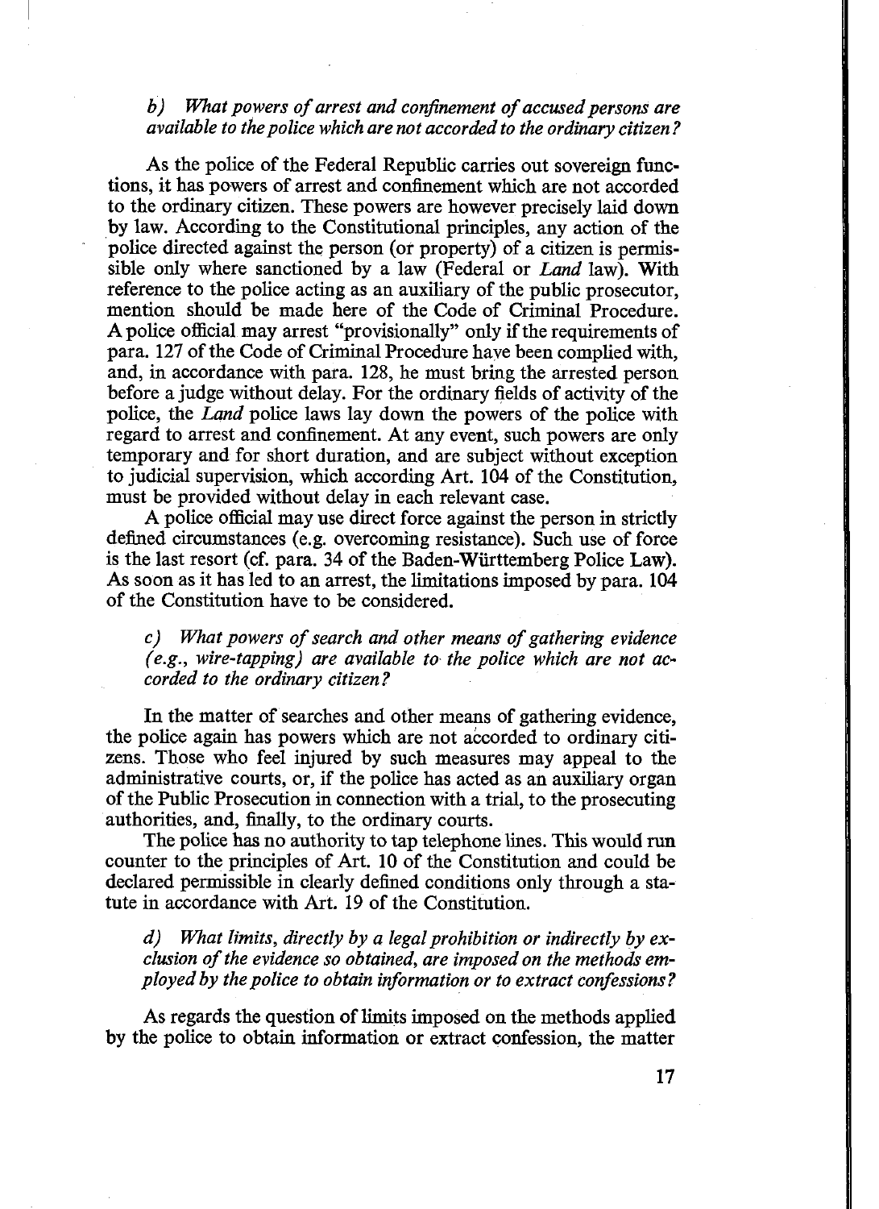*b) What powers of arrest and confinement of accused persons are available to the police which are not accorded to the ordinary citizen?*

As the police of the Federal Republic carries out sovereign functions, it has powers of arrest and confinement which are not accorded to the ordinary citizen. These powers are however precisely laid down by law. According to the Constitutional principles, any action of the police directed against the person (or property) of a citizen is permissible only where sanctioned by a law (Federal or *Land* law). With reference to the police acting as an auxiliary of the public prosecutor, mention should be made here of the Code of Criminal Procedure. A police official may arrest "provisionally" only if the requirements of para. 127 of the Code of Criminal Procedure have been complied with, and, in accordance with para. 128, he must bring the arrested person before a judge without delay. For the ordinary fields of activity of the police, the *Land* police laws lay down the powers of the police with regard to arrest and confinement. At any event, such powers are only temporary and for short duration, and are subject without exception to judicial supervision, which according Art. 104 of the Constitution, must be provided without delay in each relevant case.

A police official may use direct force against the person in strictly defined circumstances (e.g. overcoming resistance). Such use of force is the last resort (cf. para. 34 of the Baden-Württemberg Police Law). As soon as it has led to an arrest, the limitations imposed by para. 104 of the Constitution have to be considered.

*c) What powers of search and other means of gathering evidence (e.g., wire-tapping) are available to the police which are not accorded to the ordinary citizen?*

In the matter of searches and other means of gathering evidence, the police again has powers which are not accorded to ordinary citizens. Those who feel injured by such measures may appeal to the administrative courts, or, if the police has acted as an auxiliary organ of the Public Prosecution in connection with a trial, to the prosecuting authorities, and, finally, to the ordinary courts.

The police has no authority to tap telephone lines. This would run counter to the principles of Art. 10 of the Constitution and could be declared permissible in clearly defined conditions only through a statute in accordance with Art. 19 of the Constitution.

*d) What limits, directly by a legal prohibition or indirectly by exclusion of the evidence so obtained, are imposed on the methods employed by the police to obtain information or to extract confessions?*

As regards the question of limits imposed on the methods applied by the police to obtain information or extract confession, the matter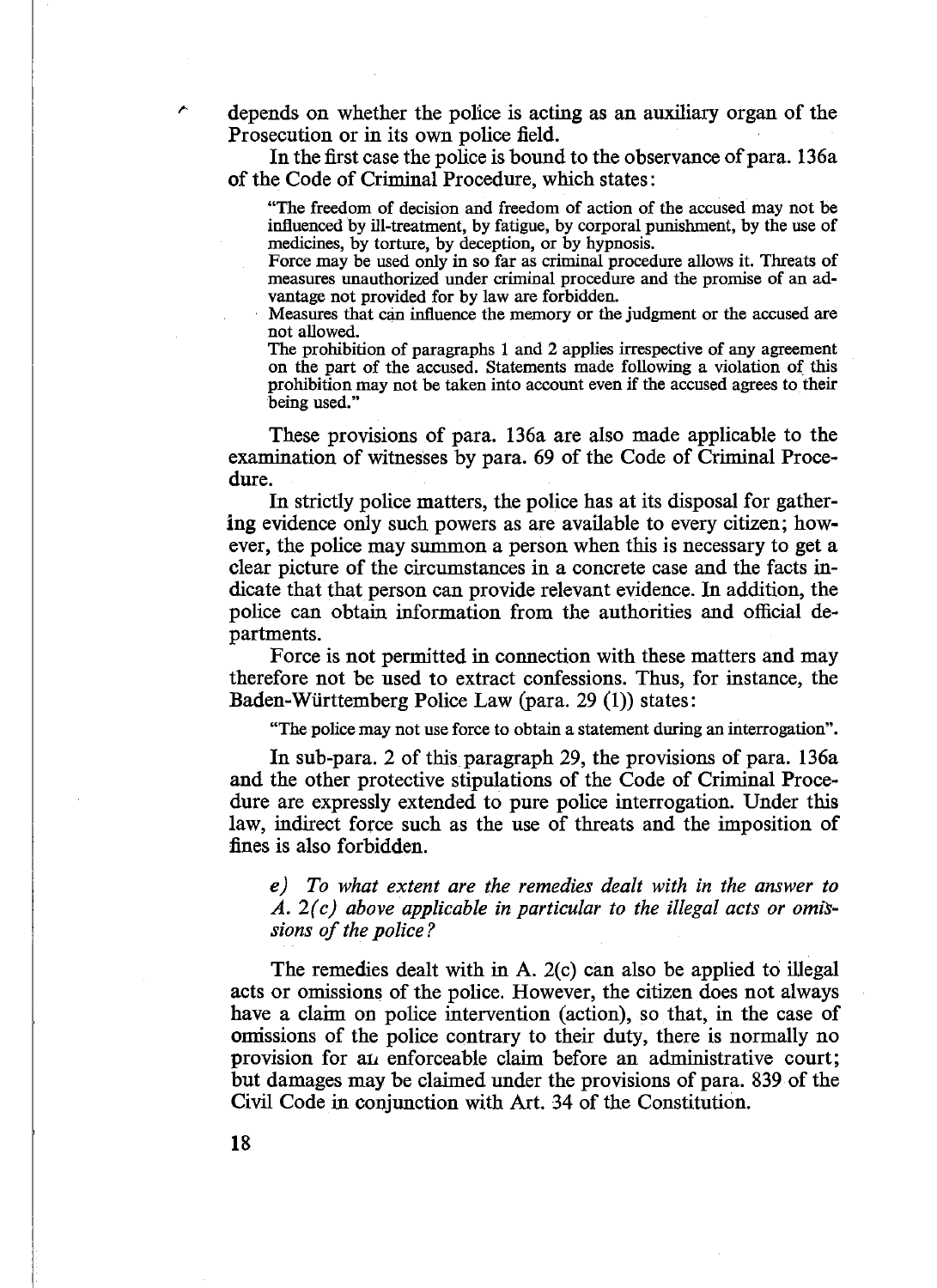depends on whether the police is acting as an auxiliary organ of the Prosecution or in its own police field.

In the first case the police is bound to the observance of para. 136a of the Code of Criminal Procedure, which states:

> "The freedom of decision and freedom of action of the accused may not be influenced by ill-treatment, by fatigue, by corporal punishment, by the use of medicines, by torture, by deception, or by hypnosis.
>
> Force may be used only in so far as criminal procedure allows it. Threats of measures unauthorized under criminal procedure and the promise of an advantage not provided for by law are forbidden.
>
> Measures that can influence the memory or the judgment or the accused are not allowed.
>
> The prohibition of paragraphs 1 and 2 applies irrespective of any agreement on the part of the accused. Statements made following a violation of this prohibition may not be taken into account even if the accused agrees to their being used."

These provisions of para. 136a are also made applicable to the examination of witnesses by para. 69 of the Code of Criminal Procedure.

In strictly police matters, the police has at its disposal for gathering evidence only such powers as are available to every citizen; however, the police may summon a person when this is necessary to get a clear picture of the circumstances in a concrete case and the facts indicate that that person can provide relevant evidence. In addition, the police can obtain information from the authorities and official departments.

Force is not permitted in connection with these matters and may therefore not be used to extract confessions. Thus, for instance, the Baden-Württemberg Police Law (para. 29 (1)) states:

> "The police may not use force to obtain a statement during an interrogation".

In sub-para. 2 of this paragraph 29, the provisions of para. 136a and the other protective stipulations of the Code of Criminal Procedure are expressly extended to pure police interrogation. Under this law, indirect force such as the use of threats and the imposition of fines is also forbidden.

*e) To what extent are the remedies dealt with in the answer to A. 2(c) above applicable in particular to the illegal acts or omissions of the police?*

The remedies dealt with in A. 2(c) can also be applied to illegal acts or omissions of the police. However, the citizen does not always have a claim on police intervention (action), so that, in the case of omissions of the police contrary to their duty, there is normally no provision for an enforceable claim before an administrative court; but damages may be claimed under the provisions of para. 839 of the Civil Code in conjunction with Art. 34 of the Constitution.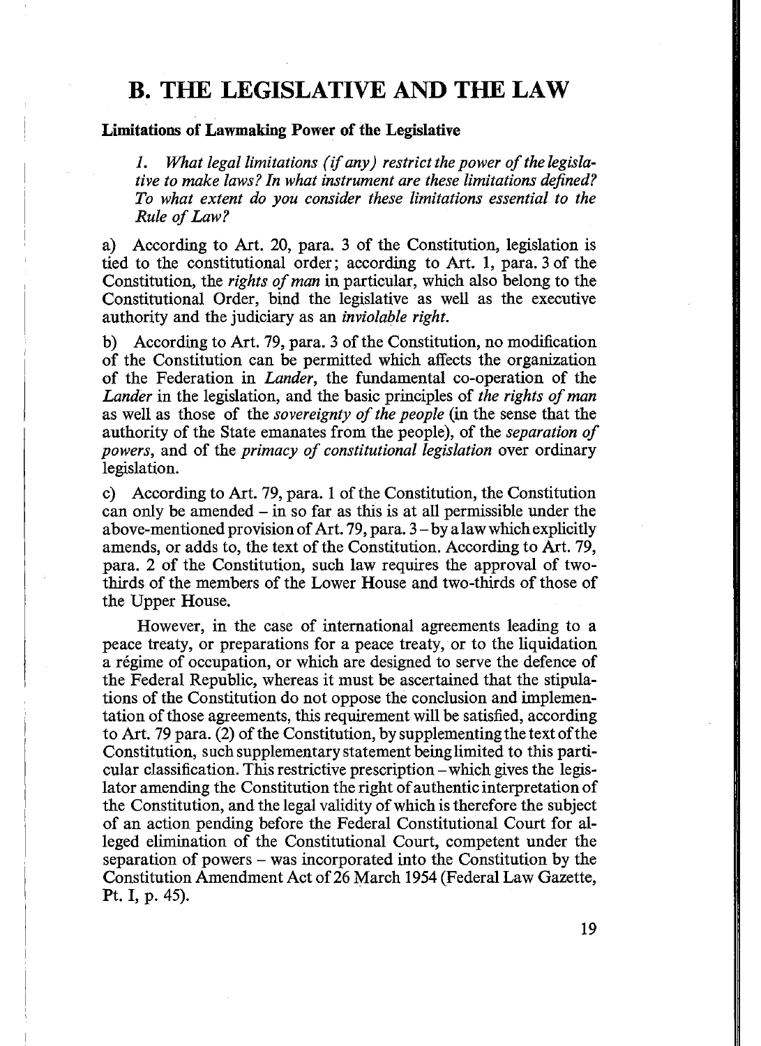# B. THE LEGISLATIVE AND THE LAW

### Limitations of Lawmaking Power of the Legislative

*1. What legal limitations (if any) restrict the power of the legislative to make laws? In what instrument are these limitations defined? To what extent do you consider these limitations essential to the Rule of Law?*

a) According to Art. 20, para. 3 of the Constitution, legislation is tied to the constitutional order; according to Art. 1, para. 3 of the Constitution, the *rights of man* in particular, which also belong to the Constitutional Order, bind the legislative as well as the executive authority and the judiciary as an *inviolable right.*

b) According to Art. 79, para. 3 of the Constitution, no modification of the Constitution can be permitted which affects the organization of the Federation in *Lander*, the fundamental co-operation of the *Lander* in the legislation, and the basic principles of *the rights of man* as well as those of the *sovereignty of the people* (in the sense that the authority of the State emanates from the people), of the *separation of powers*, and of the *primacy of constitutional legislation* over ordinary legislation.

c) According to Art. 79, para. 1 of the Constitution, the Constitution can only be amended – in so far as this is at all permissible under the above-mentioned provision of Art. 79, para. 3 – by a law which explicitly amends, or adds to, the text of the Constitution. According to Art. 79, para. 2 of the Constitution, such law requires the approval of two-thirds of the members of the Lower House and two-thirds of those of the Upper House.

However, in the case of international agreements leading to a peace treaty, or preparations for a peace treaty, or to the liquidation a régime of occupation, or which are designed to serve the defence of the Federal Republic, whereas it must be ascertained that the stipulations of the Constitution do not oppose the conclusion and implementation of those agreements, this requirement will be satisfied, according to Art. 79 para. (2) of the Constitution, by supplementing the text of the Constitution, such supplementary statement being limited to this particular classification. This restrictive prescription – which gives the legislator amending the Constitution the right of authentic interpretation of the Constitution, and the legal validity of which is therefore the subject of an action pending before the Federal Constitutional Court for alleged elimination of the Constitutional Court, competent under the separation of powers – was incorporated into the Constitution by the Constitution Amendment Act of 26 March 1954 (Federal Law Gazette, Pt. I, p. 45).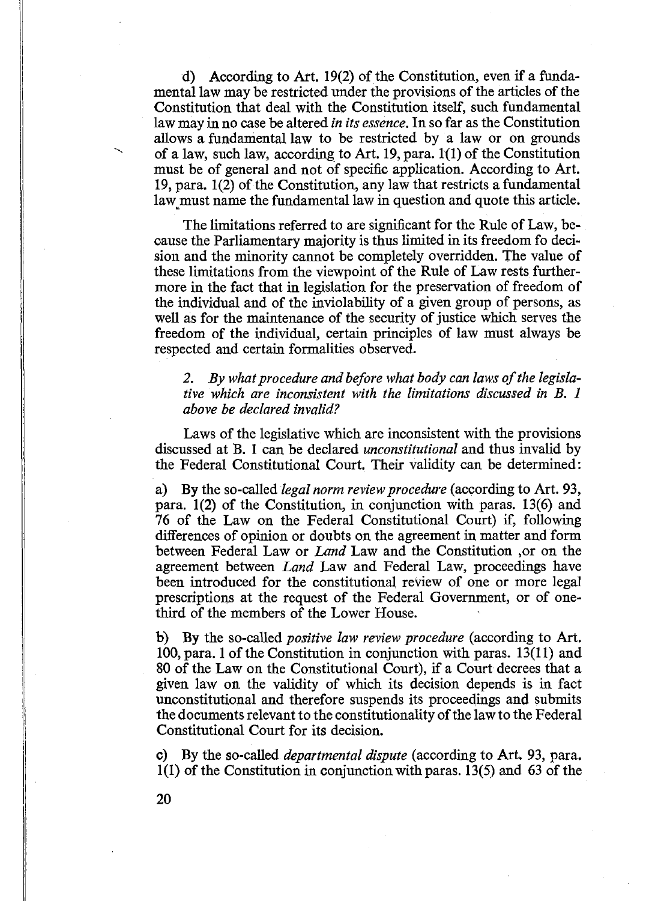d) According to Art. 19(2) of the Constitution, even if a fundamental law may be restricted under the provisions of the articles of the Constitution that deal with the Constitution itself, such fundamental law may in no case be altered *in its essence*. In so far as the Constitution allows a fundamental law to be restricted by a law or on grounds of a law, such law, according to Art. 19, para. 1(1) of the Constitution must be of general and not of specific application. According to Art. 19, para. 1(2) of the Constitution, any law that restricts a fundamental law must name the fundamental law in question and quote this article.

The limitations referred to are significant for the Rule of Law, because the Parliamentary majority is thus limited in its freedom fo decision and the minority cannot be completely overridden. The value of these limitations from the viewpoint of the Rule of Law rests furthermore in the fact that in legislation for the preservation of freedom of the individual and of the inviolability of a given group of persons, as well as for the maintenance of the security of justice which serves the freedom of the individual, certain principles of law must always be respected and certain formalities observed.

*2. By what procedure and before what body can laws of the legislative which are inconsistent with the limitations discussed in B. 1 above be declared invalid?*

Laws of the legislative which are inconsistent with the provisions discussed at B. 1 can be declared *unconstitutional* and thus invalid by the Federal Constitutional Court. Their validity can be determined:

a) By the so-called *legal norm review procedure* (according to Art. 93, para. 1(2) of the Constitution, in conjunction with paras. 13(6) and 76 of the Law on the Federal Constitutional Court) if, following differences of opinion or doubts on the agreement in matter and form between Federal Law or *Land* Law and the Constitution ,or on the agreement between *Land* Law and Federal Law, proceedings have been introduced for the constitutional review of one or more legal prescriptions at the request of the Federal Government, or of one-third of the members of the Lower House.

b) By the so-called *positive law review procedure* (according to Art. 100, para. 1 of the Constitution in conjunction with paras. 13(11) and 80 of the Law on the Constitutional Court), if a Court decrees that a given law on the validity of which its decision depends is in fact unconstitutional and therefore suspends its proceedings and submits the documents relevant to the constitutionality of the law to the Federal Constitutional Court for its decision.

c) By the so-called *departmental dispute* (according to Art. 93, para. 1(1) of the Constitution in conjunction with paras. 13(5) and 63 of the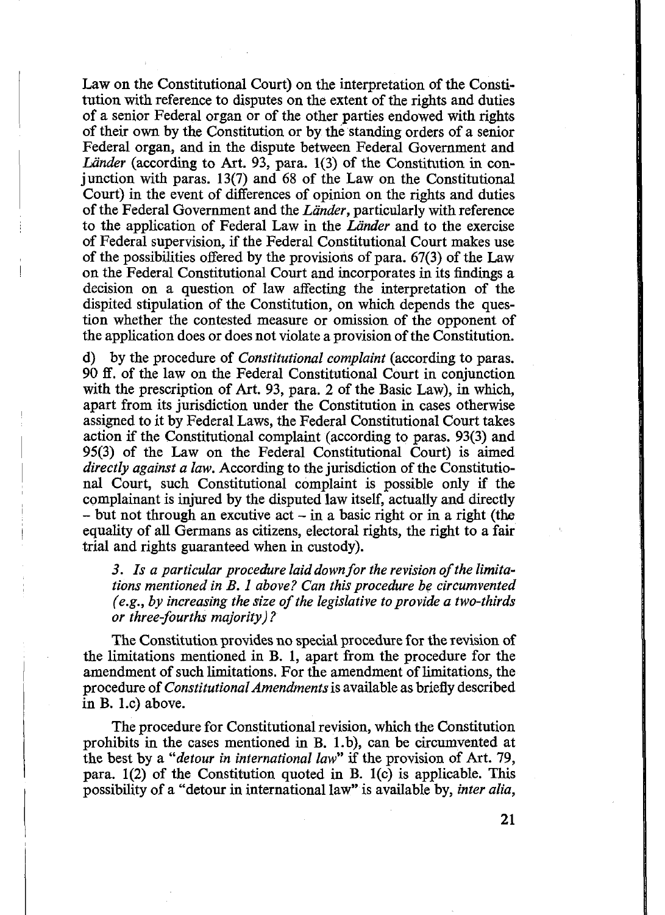Law on the Constitutional Court) on the interpretation of the Constitution with reference to disputes on the extent of the rights and duties of a senior Federal organ or of the other parties endowed with rights of their own by the Constitution or by the standing orders of a senior Federal organ, and in the dispute between Federal Government and *Länder* (according to Art. 93, para. 1(3) of the Constitution in conjunction with paras. 13(7) and 68 of the Law on the Constitutional Court) in the event of differences of opinion on the rights and duties of the Federal Government and the *Länder*, particularly with reference to the application of Federal Law in the *Länder* and to the exercise of Federal supervision, if the Federal Constitutional Court makes use of the possibilities offered by the provisions of para. 67(3) of the Law on the Federal Constitutional Court and incorporates in its findings a decision on a question of law affecting the interpretation of the dispited stipulation of the Constitution, on which depends the question whether the contested measure or omission of the opponent of the application does or does not violate a provision of the Constitution.

d) by the procedure of *Constitutional complaint* (according to paras. 90 ff. of the law on the Federal Constitutional Court in conjunction with the prescription of Art. 93, para. 2 of the Basic Law), in which, apart from its jurisdiction under the Constitution in cases otherwise assigned to it by Federal Laws, the Federal Constitutional Court takes action if the Constitutional complaint (according to paras. 93(3) and 95(3) of the Law on the Federal Constitutional Court) is aimed *directly against a law*. According to the jurisdiction of the Constitutional Court, such Constitutional complaint is possible only if the complainant is injured by the disputed law itself, actually and directly – but not through an excutive act – in a basic right or in a right (the equality of all Germans as citizens, electoral rights, the right to a fair trial and rights guaranteed when in custody).

*3. Is a particular procedure laid down for the revision of the limitations mentioned in B. 1 above? Can this procedure be circumvented (e.g., by increasing the size of the legislative to provide a two-thirds or three-fourths majority)?*

The Constitution provides no special procedure for the revision of the limitations mentioned in B. 1, apart from the procedure for the amendment of such limitations. For the amendment of limitations, the procedure of *Constitutional Amendments* is available as briefly described in B. 1.c) above.

The procedure for Constitutional revision, which the Constitution prohibits in the cases mentioned in B. 1.b), can be circumvented at the best by a "*detour in international law*" if the provision of Art. 79, para. 1(2) of the Constitution quoted in B. 1(c) is applicable. This possibility of a "detour in international law" is available by, *inter alia*,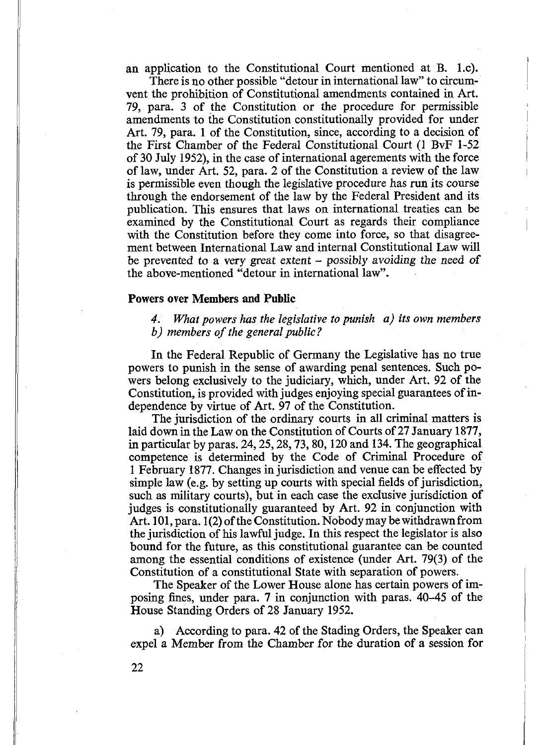an application to the Constitutional Court mentioned at B. 1.c).

There is no other possible "detour in international law" to circumvent the prohibition of Constitutional amendments contained in Art. 79, para. 3 of the Constitution or the procedure for permissible amendments to the Constitution constitutionally provided for under Art. 79, para. 1 of the Constitution, since, according to a decision of the First Chamber of the Federal Constitutional Court (1 BvF 1-52 of 30 July 1952), in the case of international agerements with the force of law, under Art. 52, para. 2 of the Constitution a review of the law is permissible even though the legislative procedure has run its course through the endorsement of the law by the Federal President and its publication. This ensures that laws on international treaties can be examined by the Constitutional Court as regards their compliance with the Constitution before they come into force, so that disagreement between International Law and internal Constitutional Law will be prevented to a very great extent – *possibly avoiding the need of* the above-mentioned "detour in international law".

### Powers over Members and Public

*4. What powers has the legislative to punish a) its own members b) members of the general public?*

In the Federal Republic of Germany the Legislative has no true powers to punish in the sense of awarding penal sentences. Such powers belong exclusively to the judiciary, which, under Art. 92 of the Constitution, is provided with judges enjoying special guarantees of independence by virtue of Art. 97 of the Constitution.

The jurisdiction of the ordinary courts in all criminal matters is laid down in the Law on the Constitution of Courts of 27 January 1877, in particular by paras. 24, 25, 28, 73, 80, 120 and 134. The geographical competence is determined by the Code of Criminal Procedure of 1 February 1877. Changes in jurisdiction and venue can be effected by simple law (e.g. by setting up courts with special fields of jurisdiction, such as military courts), but in each case the exclusive jurisdiction of judges is constitutionally guaranteed by Art. 92 in conjunction with Art. 101, para. 1(2) of the Constitution. Nobody may be withdrawn from the jurisdiction of his lawful judge. In this respect the legislator is also bound for the future, as this constitutional guarantee can be counted among the essential conditions of existence (under Art. 79(3) of the Constitution of a constitutional State with separation of powers.

The Speaker of the Lower House alone has certain powers of imposing fines, under para. 7 in conjunction with paras. 40–45 of the House Standing Orders of 28 January 1952.

a) According to para. 42 of the Stading Orders, the Speaker can expel a Member from the Chamber for the duration of a session for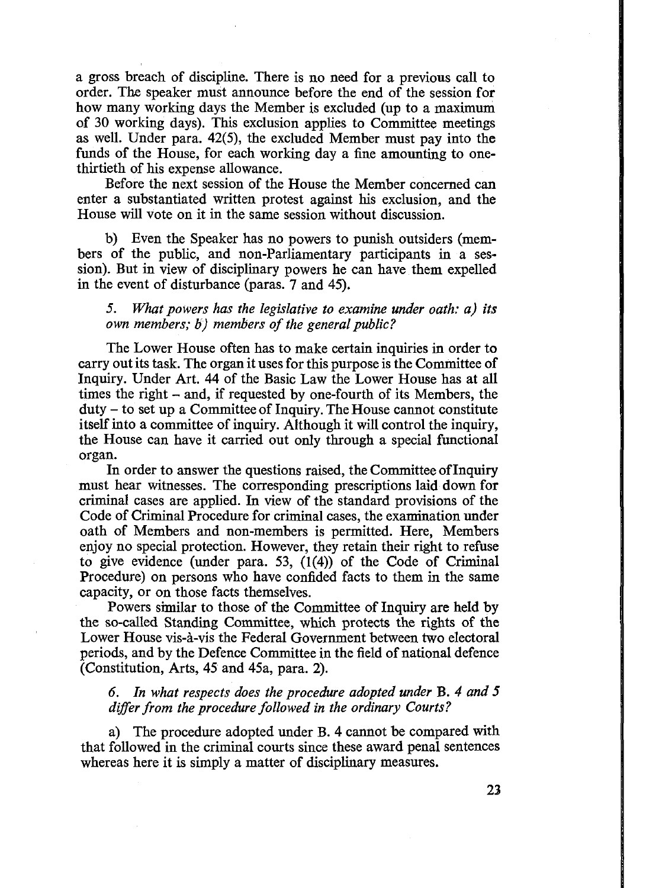a gross breach of discipline. There is no need for a previous call to order. The speaker must announce before the end of the session for how many working days the Member is excluded (up to a maximum of 30 working days). This exclusion applies to Committee meetings as well. Under para. 42(5), the excluded Member must pay into the funds of the House, for each working day a fine amounting to one-thirtieth of his expense allowance.

Before the next session of the House the Member concerned can enter a substantiated written protest against his exclusion, and the House will vote on it in the same session without discussion.

b) Even the Speaker has no powers to punish outsiders (members of the public, and non-Parliamentary participants in a session). But in view of disciplinary powers he can have them expelled in the event of disturbance (paras. 7 and 45).

*5. What powers has the legislative to examine under oath: a) its own members; b) members of the general public?*

The Lower House often has to make certain inquiries in order to carry out its task. The organ it uses for this purpose is the Committee of Inquiry. Under Art. 44 of the Basic Law the Lower House has at all times the right – and, if requested by one-fourth of its Members, the duty – to set up a Committee of Inquiry. The House cannot constitute itself into a committee of inquiry. Although it will control the inquiry, the House can have it carried out only through a special functional organ.

In order to answer the questions raised, the Committee of Inquiry must hear witnesses. The corresponding prescriptions laid down for criminal cases are applied. In view of the standard provisions of the Code of Criminal Procedure for criminal cases, the examination under oath of Members and non-members is permitted. Here, Members enjoy no special protection. However, they retain their right to refuse to give evidence (under para. 53, (1(4)) of the Code of Criminal Procedure) on persons who have confided facts to them in the same capacity, or on those facts themselves.

Powers similar to those of the Committee of Inquiry are held by the so-called Standing Committee, which protects the rights of the Lower House vis-à-vis the Federal Government between two electoral periods, and by the Defence Committee in the field of national defence (Constitution, Arts, 45 and 45a, para. 2).

*6. In what respects does the procedure adopted under B. 4 and 5 differ from the procedure followed in the ordinary Courts?*

a) The procedure adopted under B. 4 cannot be compared with that followed in the criminal courts since these award penal sentences whereas here it is simply a matter of disciplinary measures.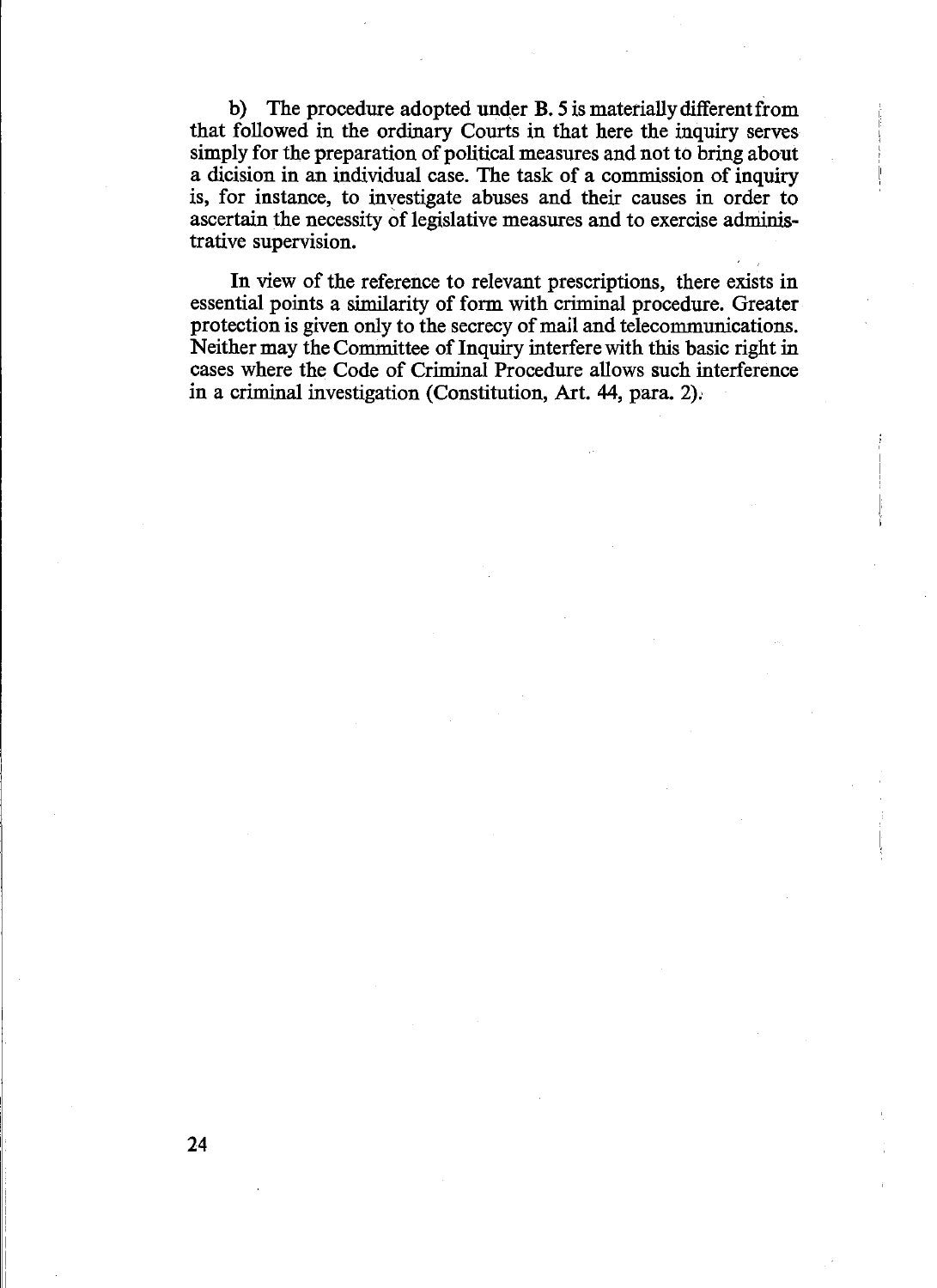b) The procedure adopted under B. 5 is materially different from that followed in the ordinary Courts in that here the inquiry serves simply for the preparation of political measures and not to bring about a dicision in an individual case. The task of a commission of inquiry is, for instance, to investigate abuses and their causes in order to ascertain the necessity of legislative measures and to exercise administrative supervision.

In view of the reference to relevant prescriptions, there exists in essential points a similarity of form with criminal procedure. Greater protection is given only to the secrecy of mail and telecommunications. Neither may the Committee of Inquiry interfere with this basic right in cases where the Code of Criminal Procedure allows such interference in a criminal investigation (Constitution, Art. 44, para. 2).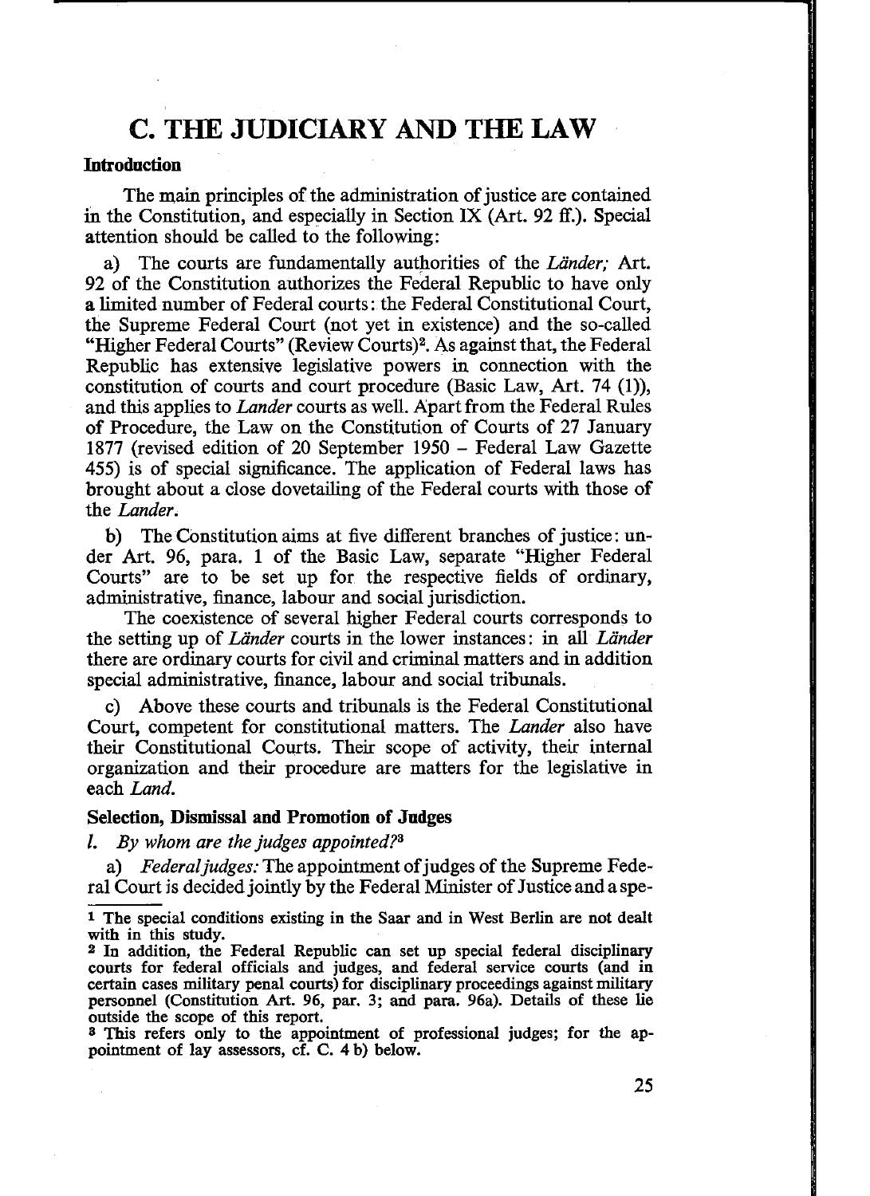# C. THE JUDICIARY AND THE LAW

## Introduction

The main principles of the administration of justice are contained in the Constitution, and especially in Section IX (Art. 92 ff.). Special attention should be called to the following:

a) The courts are fundamentally authorities of the *Länder;* Art. 92 of the Constitution authorizes the Federal Republic to have only a limited number of Federal courts: the Federal Constitutional Court, the Supreme Federal Court (not yet in existence) and the so-called "Higher Federal Courts" (Review Courts)[2]. As against that, the Federal Republic has extensive legislative powers in connection with the constitution of courts and court procedure (Basic Law, Art. 74 (1)), and this applies to *Lander* courts as well. Apart from the Federal Rules of Procedure, the Law on the Constitution of Courts of 27 January 1877 (revised edition of 20 September 1950 – Federal Law Gazette 455) is of special significance. The application of Federal laws has brought about a close dovetailing of the Federal courts with those of the *Lander*.

b) The Constitution aims at five different branches of justice: under Art. 96, para. 1 of the Basic Law, separate "Higher Federal Courts" are to be set up for the respective fields of ordinary, administrative, finance, labour and social jurisdiction.

The coexistence of several higher Federal courts corresponds to the setting up of *Länder* courts in the lower instances: in all *Länder* there are ordinary courts for civil and criminal matters and in addition special administrative, finance, labour and social tribunals.

c) Above these courts and tribunals is the Federal Constitutional Court, competent for constitutional matters. The *Lander* also have their Constitutional Courts. Their scope of activity, their internal organization and their procedure are matters for the legislative in each *Land*.

## Selection, Dismissal and Promotion of Judges

*1. By whom are the judges appointed?*[3]

a) *Federal judges:* The appointment of judges of the Supreme Federal Court is decided jointly by the Federal Minister of Justice and a spe-

---

[1] The special conditions existing in the Saar and in West Berlin are not dealt with in this study.

[2] In addition, the Federal Republic can set up special federal disciplinary courts for federal officials and judges, and federal service courts (and in certain cases military penal courts) for disciplinary proceedings against military personnel (Constitution Art. 96, par. 3; and para. 96a). Details of these lie outside the scope of this report.

[3] This refers only to the appointment of professional judges; for the appointment of lay assessors, cf. C. 4 b) below.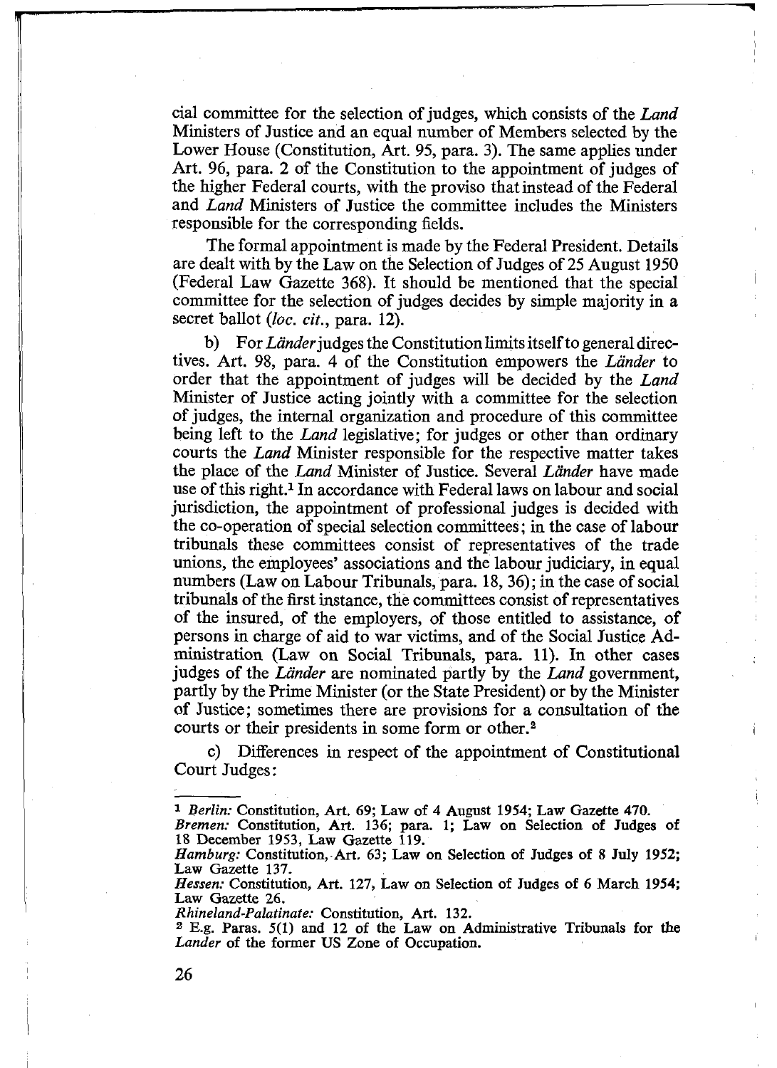cial committee for the selection of judges, which consists of the *Land* Ministers of Justice and an equal number of Members selected by the Lower House (Constitution, Art. 95, para. 3). The same applies under Art. 96, para. 2 of the Constitution to the appointment of judges of the higher Federal courts, with the proviso that instead of the Federal and *Land* Ministers of Justice the committee includes the Ministers responsible for the corresponding fields.

The formal appointment is made by the Federal President. Details are dealt with by the Law on the Selection of Judges of 25 August 1950 (Federal Law Gazette 368). It should be mentioned that the special committee for the selection of judges decides by simple majority in a secret ballot (*loc. cit.*, para. 12).

b) For *Länder* judges the Constitution limits itself to general directives. Art. 98, para. 4 of the Constitution empowers the *Länder* to order that the appointment of judges will be decided by the *Land* Minister of Justice acting jointly with a committee for the selection of judges, the internal organization and procedure of this committee being left to the *Land* legislative; for judges or other than ordinary courts the *Land* Minister responsible for the respective matter takes the place of the *Land* Minister of Justice. Several *Länder* have made use of this right.[1] In accordance with Federal laws on labour and social jurisdiction, the appointment of professional judges is decided with the co-operation of special selection committees; in the case of labour tribunals these committees consist of representatives of the trade unions, the employees' associations and the labour judiciary, in equal numbers (Law on Labour Tribunals, para. 18, 36); in the case of social tribunals of the first instance, the committees consist of representatives of the insured, of the employers, of those entitled to assistance, of persons in charge of aid to war victims, and of the Social Justice Administration (Law on Social Tribunals, para. 11). In other cases judges of the *Länder* are nominated partly by the *Land* government, partly by the Prime Minister (or the State President) or by the Minister of Justice; sometimes there are provisions for a consultation of the courts or their presidents in some form or other.[2]

c) Differences in respect of the appointment of Constitutional Court Judges:

---

[1] *Berlin:* Constitution, Art. 69; Law of 4 August 1954; Law Gazette 470.
*Bremen:* Constitution, Art. 136; para. 1; Law on Selection of Judges of 18 December 1953, Law Gazette 119.
*Hamburg:* Constitution, Art. 63; Law on Selection of Judges of 8 July 1952; Law Gazette 137.
*Hessen:* Constitution, Art. 127, Law on Selection of Judges of 6 March 1954; Law Gazette 26.
*Rhineland-Palatinate:* Constitution, Art. 132.

[2] E.g. Paras. 5(1) and 12 of the Law on Administrative Tribunals for the *Lander* of the former US Zone of Occupation.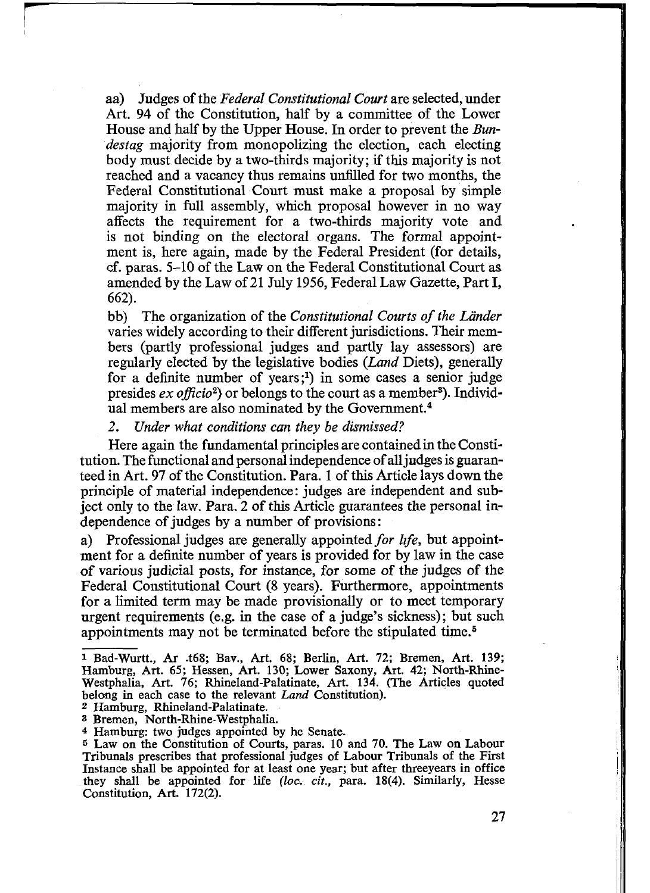aa) Judges of the *Federal Constitutional Court* are selected, under Art. 94 of the Constitution, half by a committee of the Lower House and half by the Upper House. In order to prevent the *Bundestag* majority from monopolizing the election, each electing body must decide by a two-thirds majority; if this majority is not reached and a vacancy thus remains unfilled for two months, the Federal Constitutional Court must make a proposal by simple majority in full assembly, which proposal however in no way affects the requirement for a two-thirds majority vote and is not binding on the electoral organs. The formal appointment is, here again, made by the Federal President (for details, cf. paras. 5–10 of the Law on the Federal Constitutional Court as amended by the Law of 21 July 1956, Federal Law Gazette, Part I, 662).

bb) The organization of the *Constitutional Courts of the Länder* varies widely according to their different jurisdictions. Their members (partly professional judges and partly lay assessors) are regularly elected by the legislative bodies (*Land* Diets), generally for a definite number of years;[1]) in some cases a senior judge presides *ex officio*[2]) or belongs to the court as a member[3]). Individual members are also nominated by the Government.[4]

2. *Under what conditions can they be dismissed?*

Here again the fundamental principles are contained in the Constitution. The functional and personal independence of all judges is guaranteed in Art. 97 of the Constitution. Para. 1 of this Article lays down the principle of material independence: judges are independent and subject only to the law. Para. 2 of this Article guarantees the personal independence of judges by a number of provisions:

a) Professional judges are generally appointed *for life*, but appointment for a definite number of years is provided for by law in the case of various judicial posts, for instance, for some of the judges of the Federal Constitutional Court (8 years). Furthermore, appointments for a limited term may be made provisionally or to meet temporary urgent requirements (e.g. in the case of a judge's sickness); but such appointments may not be terminated before the stipulated time.[5]

---

[1] Bad-Wurtt., Ar .t68; Bav., Art. 68; Berlin, Art. 72; Bremen, Art. 139; Hamburg, Art. 65; Hessen, Art. 130; Lower Saxony, Art. 42; North-Rhine-Westphalia, Art. 76; Rhineland-Palatinate, Art. 134. (The Articles quoted belong in each case to the relevant *Land* Constitution).

[2] Hamburg, Rhineland-Palatinate.

[3] Bremen, North-Rhine-Westphalia.

[4] Hamburg: two judges appointed by he Senate.

[5] Law on the Constitution of Courts, paras. 10 and 70. The Law on Labour Tribunals prescribes that professional judges of Labour Tribunals of the First Instance shall be appointed for at least one year; but after threeyears in office they shall be appointed for life (*loc. cit.*, para. 18(4). Similarly, Hesse Constitution, Art. 172(2).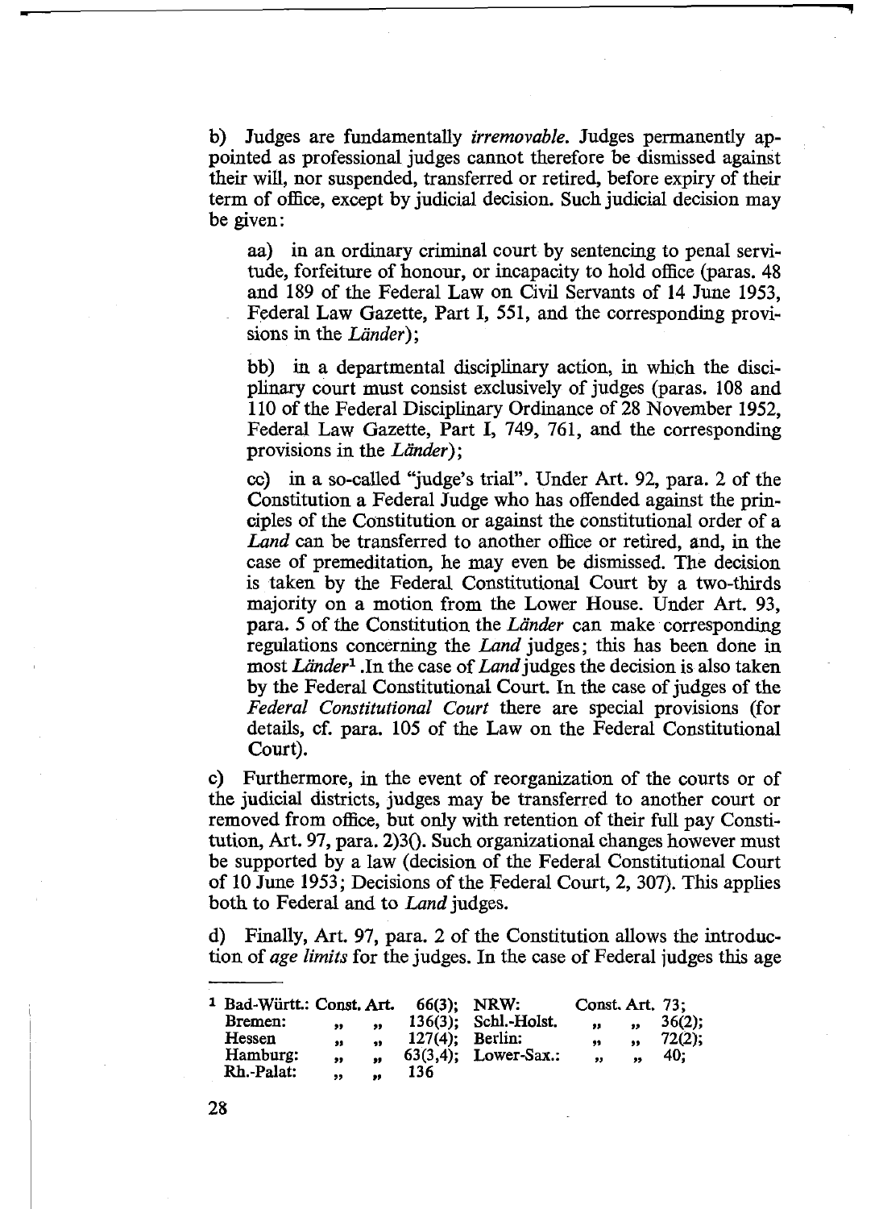b) Judges are fundamentally *irremovable*. Judges permanently appointed as professional judges cannot therefore be dismissed against their will, nor suspended, transferred or retired, before expiry of their term of office, except by judicial decision. Such judicial decision may be given:

aa) in an ordinary criminal court by sentencing to penal servitude, forfeiture of honour, or incapacity to hold office (paras. 48 and 189 of the Federal Law on Civil Servants of 14 June 1953, Federal Law Gazette, Part I, 551, and the corresponding provisions in the *Länder*);

bb) in a departmental disciplinary action, in which the disciplinary court must consist exclusively of judges (paras. 108 and 110 of the Federal Disciplinary Ordinance of 28 November 1952, Federal Law Gazette, Part I, 749, 761, and the corresponding provisions in the *Länder*);

cc) in a so-called "judge's trial". Under Art. 92, para. 2 of the Constitution a Federal Judge who has offended against the principles of the Constitution or against the constitutional order of a *Land* can be transferred to another office or retired, and, in the case of premeditation, he may even be dismissed. The decision is taken by the Federal Constitutional Court by a two-thirds majority on a motion from the Lower House. Under Art. 93, para. 5 of the Constitution the *Länder* can make corresponding regulations concerning the *Land* judges; this has been done in most *Länder*[1] .In the case of *Land* judges the decision is also taken by the Federal Constitutional Court. In the case of judges of the *Federal Constitutional Court* there are special provisions (for details, cf. para. 105 of the Law on the Federal Constitutional Court).

c) Furthermore, in the event of reorganization of the courts or of the judicial districts, judges may be transferred to another court or removed from office, but only with retention of their full pay Constitution, Art. 97, para. 2)3(). Such organizational changes however must be supported by a law (decision of the Federal Constitutional Court of 10 June 1953; Decisions of the Federal Court, 2, 307). This applies both to Federal and to *Land* judges.

d) Finally, Art. 97, para. 2 of the Constitution allows the introduction of *age limits* for the judges. In the case of Federal judges this age

---

[1] Bad-Württ.: Const. Art. 66(3); NRW: Const. Art. 73;
Bremen: " " 136(3); Schl.-Holst. " " 36(2);
Hessen " " 127(4); Berlin: " " 72(2);
Hamburg: " " 63(3,4); Lower-Sax.: " " 40;
Rh.-Palat: " " 136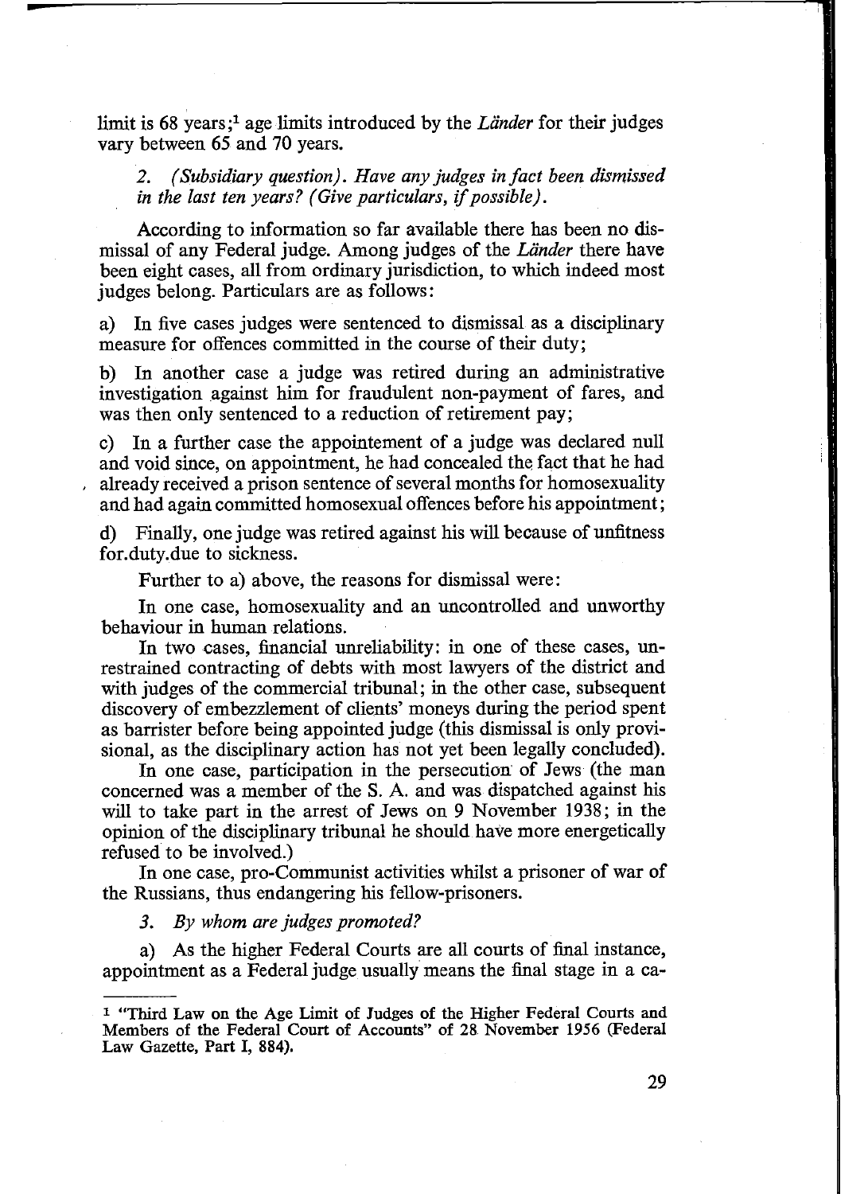limit is 68 years;[1] age limits introduced by the *Länder* for their judges vary between 65 and 70 years.

*2. (Subsidiary question). Have any judges in fact been dismissed in the last ten years? (Give particulars, if possible).*

According to information so far available there has been no dismissal of any Federal judge. Among judges of the *Länder* there have been eight cases, all from ordinary jurisdiction, to which indeed most judges belong. Particulars are as follows:

a) In five cases judges were sentenced to dismissal as a disciplinary measure for offences committed in the course of their duty;

b) In another case a judge was retired during an administrative investigation against him for fraudulent non-payment of fares, and was then only sentenced to a reduction of retirement pay;

c) In a further case the appointement of a judge was declared null and void since, on appointment, he had concealed the fact that he had already received a prison sentence of several months for homosexuality and had again committed homosexual offences before his appointment;

d) Finally, one judge was retired against his will because of unfitness for.duty.due to sickness.

Further to a) above, the reasons for dismissal were:

In one case, homosexuality and an uncontrolled and unworthy behaviour in human relations.

In two cases, financial unreliability: in one of these cases, unrestrained contracting of debts with most lawyers of the district and with judges of the commercial tribunal; in the other case, subsequent discovery of embezzlement of clients' moneys during the period spent as barrister before being appointed judge (this dismissal is only provisional, as the disciplinary action has not yet been legally concluded).

In one case, participation in the persecution of Jews (the man concerned was a member of the S. A. and was dispatched against his will to take part in the arrest of Jews on 9 November 1938; in the opinion of the disciplinary tribunal he should have more energetically refused to be involved.)

In one case, pro-Communist activities whilst a prisoner of war of the Russians, thus endangering his fellow-prisoners.

*3. By whom are judges promoted?*

a) As the higher Federal Courts are all courts of final instance, appointment as a Federal judge usually means the final stage in a ca-

---

[1] "Third Law on the Age Limit of Judges of the Higher Federal Courts and Members of the Federal Court of Accounts" of 28 November 1956 (Federal Law Gazette, Part I, 884).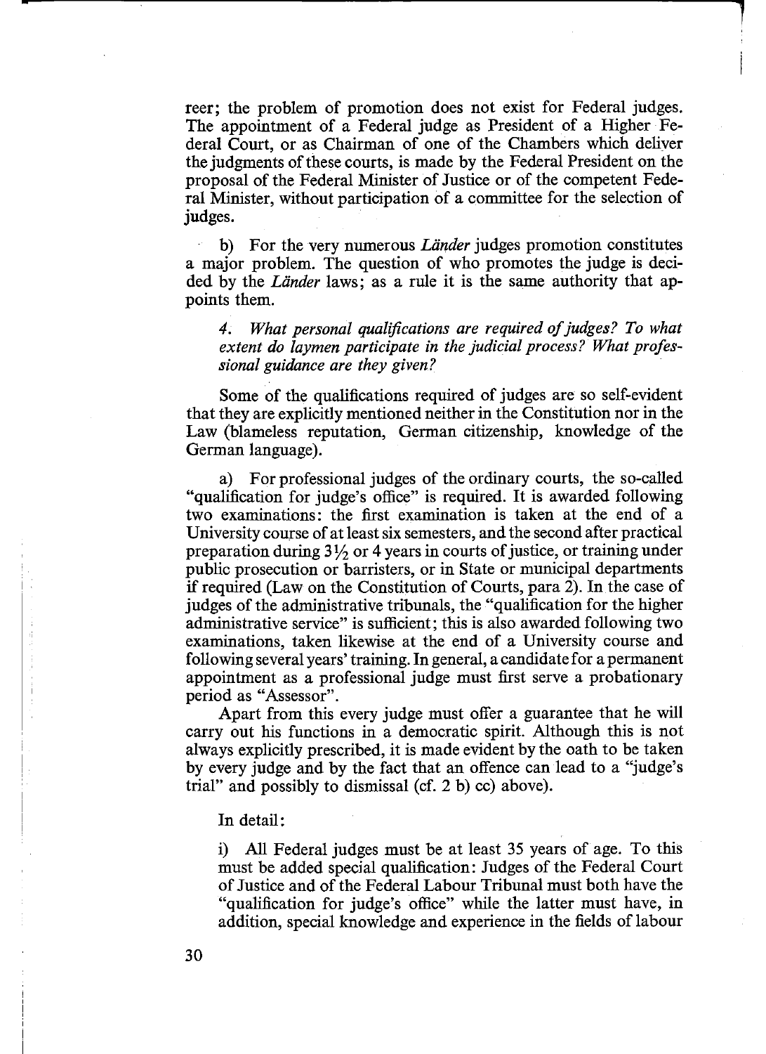reer; the problem of promotion does not exist for Federal judges. The appointment of a Federal judge as President of a Higher Federal Court, or as Chairman of one of the Chambers which deliver the judgments of these courts, is made by the Federal President on the proposal of the Federal Minister of Justice or of the competent Federal Minister, without participation of a committee for the selection of judges.

b) For the very numerous *Länder* judges promotion constitutes a major problem. The question of who promotes the judge is decided by the *Länder* laws; as a rule it is the same authority that appoints them.

*4. What personal qualifications are required of judges? To what extent do laymen participate in the judicial process? What professional guidance are they given?*

Some of the qualifications required of judges are so self-evident that they are explicitly mentioned neither in the Constitution nor in the Law (blameless reputation, German citizenship, knowledge of the German language).

a) For professional judges of the ordinary courts, the so-called "qualification for judge's office" is required. It is awarded following two examinations: the first examination is taken at the end of a University course of at least six semesters, and the second after practical preparation during 3½ or 4 years in courts of justice, or training under public prosecution or barristers, or in State or municipal departments if required (Law on the Constitution of Courts, para 2). In the case of judges of the administrative tribunals, the "qualification for the higher administrative service" is sufficient; this is also awarded following two examinations, taken likewise at the end of a University course and following several years' training. In general, a candidate for a permanent appointment as a professional judge must first serve a probationary period as "Assessor".

Apart from this every judge must offer a guarantee that he will carry out his functions in a democratic spirit. Although this is not always explicitly prescribed, it is made evident by the oath to be taken by every judge and by the fact that an offence can lead to a "judge's trial" and possibly to dismissal (cf. 2 b) cc) above).

In detail:

i) All Federal judges must be at least 35 years of age. To this must be added special qualification: Judges of the Federal Court of Justice and of the Federal Labour Tribunal must both have the "qualification for judge's office" while the latter must have, in addition, special knowledge and experience in the fields of labour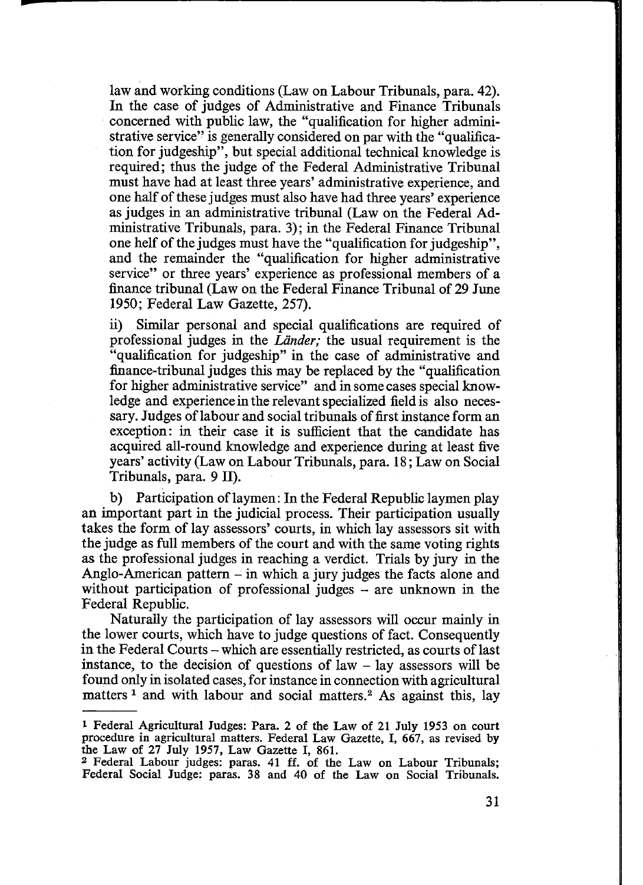law and working conditions (Law on Labour Tribunals, para. 42). In the case of judges of Administrative and Finance Tribunals concerned with public law, the "qualification for higher administrative service" is generally considered on par with the "qualification for judgeship", but special additional technical knowledge is required; thus the judge of the Federal Administrative Tribunal must have had at least three years' administrative experience, and one half of these judges must also have had three years' experience as judges in an administrative tribunal (Law on the Federal Administrative Tribunals, para. 3); in the Federal Finance Tribunal one helf of the judges must have the "qualification for judgeship", and the remainder the "qualification for higher administrative service" or three years' experience as professional members of a finance tribunal (Law on the Federal Finance Tribunal of 29 June 1950; Federal Law Gazette, 257).

ii) Similar personal and special qualifications are required of professional judges in the *Länder;* the usual requirement is the "qualification for judgeship" in the case of administrative and finance-tribunal judges this may be replaced by the "qualification for higher administrative service" and in some cases special knowledge and experience in the relevant specialized field is also necessary. Judges of labour and social tribunals of first instance form an exception: in their case it is sufficient that the candidate has acquired all-round knowledge and experience during at least five years' activity (Law on Labour Tribunals, para. 18; Law on Social Tribunals, para. 9 II).

b) Participation of laymen: In the Federal Republic laymen play an important part in the judicial process. Their participation usually takes the form of lay assessors' courts, in which lay assessors sit with the judge as full members of the court and with the same voting rights as the professional judges in reaching a verdict. Trials by jury in the Anglo-American pattern – in which a jury judges the facts alone and without participation of professional judges – are unknown in the Federal Republic.

Naturally the participation of lay assessors will occur mainly in the lower courts, which have to judge questions of fact. Consequently in the Federal Courts – which are essentially restricted, as courts of last instance, to the decision of questions of law – lay assessors will be found only in isolated cases, for instance in connection with agricultural matters [1] and with labour and social matters.[2] As against this, lay

---

[1] Federal Agricultural Judges: Para. 2 of the Law of 21 July 1953 on court procedure in agricultural matters. Federal Law Gazette, I, 667, as revised by the Law of 27 July 1957, Law Gazette I, 861.

[2] Federal Labour judges: paras. 41 ff. of the Law on Labour Tribunals; Federal Social Judge: paras. 38 and 40 of the Law on Social Tribunals.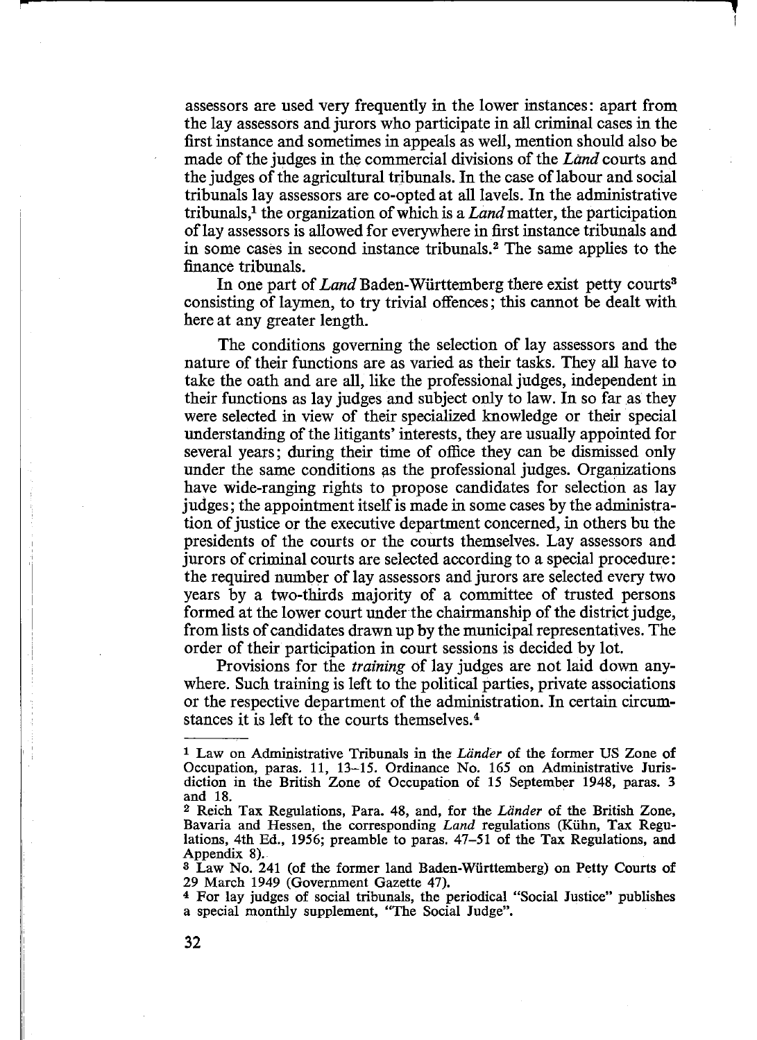assessors are used very frequently in the lower instances: apart from the lay assessors and jurors who participate in all criminal cases in the first instance and sometimes in appeals as well, mention should also be made of the judges in the commercial divisions of the *Land* courts and the judges of the agricultural tribunals. In the case of labour and social tribunals lay assessors are co-opted at all lavels. In the administrative tribunals,[1] the organization of which is a *Land* matter, the participation of lay assessors is allowed for everywhere in first instance tribunals and in some cases in second instance tribunals.[2] The same applies to the finance tribunals.

In one part of *Land* Baden-Württemberg there exist petty courts[3] consisting of laymen, to try trivial offences; this cannot be dealt with here at any greater length.

The conditions governing the selection of lay assessors and the nature of their functions are as varied as their tasks. They all have to take the oath and are all, like the professional judges, independent in their functions as lay judges and subject only to law. In so far as they were selected in view of their specialized knowledge or their special understanding of the litigants' interests, they are usually appointed for several years; during their time of office they can be dismissed only under the same conditions as the professional judges. Organizations have wide-ranging rights to propose candidates for selection as lay judges; the appointment itself is made in some cases by the administration of justice or the executive department concerned, in others bu the presidents of the courts or the courts themselves. Lay assessors and jurors of criminal courts are selected according to a special procedure: the required number of lay assessors and jurors are selected every two years by a two-thirds majority of a committee of trusted persons formed at the lower court under the chairmanship of the district judge, from lists of candidates drawn up by the municipal representatives. The order of their participation in court sessions is decided by lot.

Provisions for the *training* of lay judges are not laid down anywhere. Such training is left to the political parties, private associations or the respective department of the administration. In certain circumstances it is left to the courts themselves.[4]

---

[1] Law on Administrative Tribunals in the *Länder* of the former US Zone of Occupation, paras. 11, 13–15. Ordinance No. 165 on Administrative Jurisdiction in the British Zone of Occupation of 15 September 1948, paras. 3 and 18.

[2] Reich Tax Regulations, Para. 48, and, for the *Länder* of the British Zone, Bavaria and Hessen, the corresponding *Land* regulations (Kühn, Tax Regulations, 4th Ed., 1956; preamble to paras. 47–51 of the Tax Regulations, and Appendix 8).

[3] Law No. 241 (of the former land Baden-Württemberg) on Petty Courts of 29 March 1949 (Government Gazette 47).

[4] For lay judges of social tribunals, the periodical "Social Justice" publishes a special monthly supplement, "The Social Judge".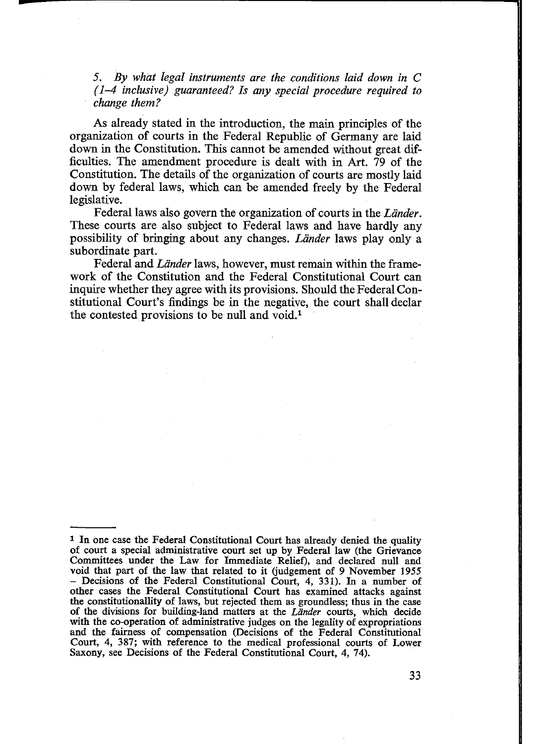*5. By what legal instruments are the conditions laid down in C (1–4 inclusive) guaranteed? Is any special procedure required to change them?*

As already stated in the introduction, the main principles of the organization of courts in the Federal Republic of Germany are laid down in the Constitution. This cannot be amended without great difficulties. The amendment procedure is dealt with in Art. 79 of the Constitution. The details of the organization of courts are mostly laid down by federal laws, which can be amended freely by the Federal legislative.

Federal laws also govern the organization of courts in the *Länder*. These courts are also subject to Federal laws and have hardly any possibility of bringing about any changes. *Länder* laws play only a subordinate part.

Federal and *Länder* laws, however, must remain within the framework of the Constitution and the Federal Constitutional Court can inquire whether they agree with its provisions. Should the Federal Constitutional Court's findings be in the negative, the court shall declar the contested provisions to be null and void.[1]

---

[1] In one case the Federal Constitutional Court has already denied the quality of court a special administrative court set up by Federal law (the Grievance Committees under the Law for Immediate Relief), and declared null and void that part of the law that related to it (judgement of 9 November 1955 – Decisions of the Federal Constitutional Court, 4, 331). In a number of other cases the Federal Constitutional Court has examined attacks against the constitutionallity of laws, but rejected them as groundless; thus in the case of the divisions for building-land matters at the *Länder* courts, which decide with the co-operation of administrative judges on the legality of expropriations and the fairness of compensation (Decisions of the Federal Constitutional Court, 4, 387; with reference to the medical professional courts of Lower Saxony, see Decisions of the Federal Constitutional Court, 4, 74).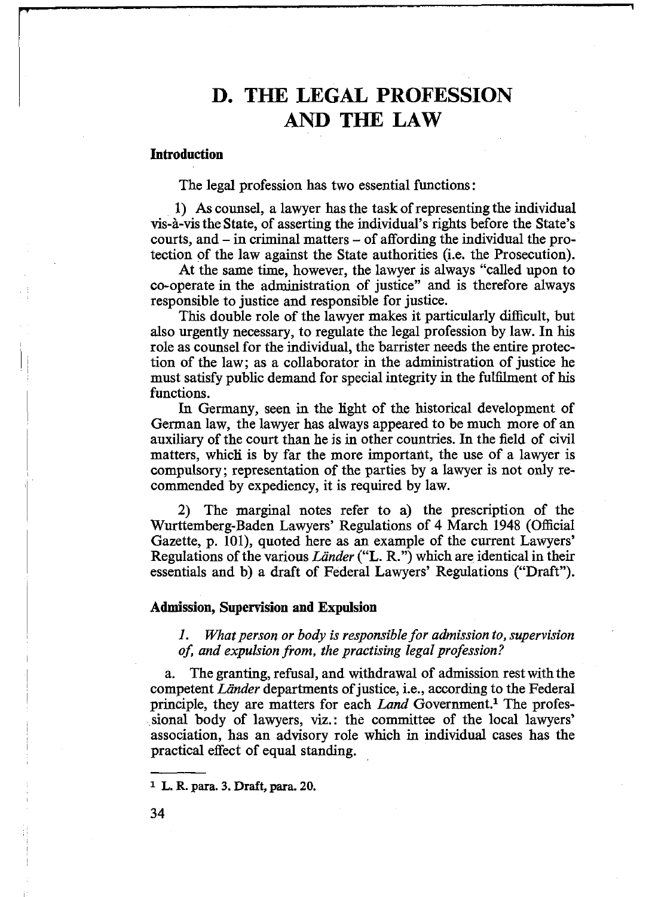# D. THE LEGAL PROFESSION AND THE LAW

### Introduction

The legal profession has two essential functions:

1) As counsel, a lawyer has the task of representing the individual vis-à-vis the State, of asserting the individual's rights before the State's courts, and – in criminal matters – of affording the individual the protection of the law against the State authorities (i.e. the Prosecution).

At the same time, however, the lawyer is always "called upon to co-operate in the administration of justice" and is therefore always responsible to justice and responsible for justice.

This double role of the lawyer makes it particularly difficult, but also urgently necessary, to regulate the legal profession by law. In his role as counsel for the individual, the barrister needs the entire protection of the law; as a collaborator in the administration of justice he must satisfy public demand for special integrity in the fulfilment of his functions.

In Germany, seen in the light of the historical development of German law, the lawyer has always appeared to be much more of an auxiliary of the court than he is in other countries. In the field of civil matters, which is by far the more important, the use of a lawyer is compulsory; representation of the parties by a lawyer is not only recommended by expediency, it is required by law.

2) The marginal notes refer to a) the prescription of the Wurttemberg-Baden Lawyers' Regulations of 4 March 1948 (Official Gazette, p. 101), quoted here as an example of the current Lawyers' Regulations of the various *Länder* ("L. R.") which are identical in their essentials and b) a draft of Federal Lawyers' Regulations ("Draft").

### Admission, Supervision and Expulsion

*1. What person or body is responsible for admission to, supervision of, and expulsion from, the practising legal profession?*

a. The granting, refusal, and withdrawal of admission rest with the competent *Länder* departments of justice, i.e., according to the Federal principle, they are matters for each *Land* Government.[1] The professional body of lawyers, viz.: the committee of the local lawyers' association, has an advisory role which in individual cases has the practical effect of equal standing.

---

[1] L. R. para. 3. Draft, para. 20.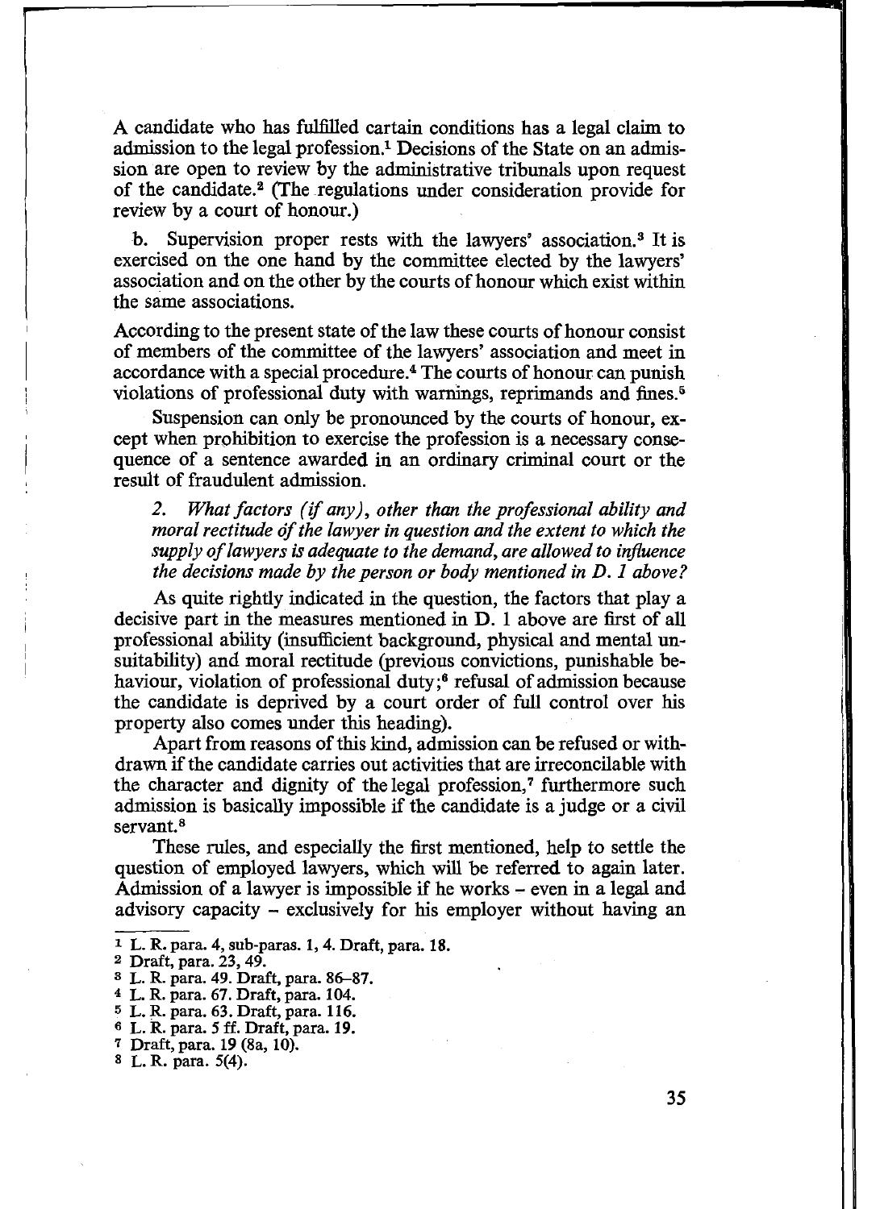A candidate who has fulfilled cartain conditions has a legal claim to admission to the legal profession.[1] Decisions of the State on an admission are open to review by the administrative tribunals upon request of the candidate.[2] (The regulations under consideration provide for review by a court of honour.)

b. Supervision proper rests with the lawyers' association.[3] It is exercised on the one hand by the committee elected by the lawyers' association and on the other by the courts of honour which exist within the same associations.

According to the present state of the law these courts of honour consist of members of the committee of the lawyers' association and meet in accordance with a special procedure.[4] The courts of honour can punish violations of professional duty with warnings, reprimands and fines.[5]

Suspension can only be pronounced by the courts of honour, except when prohibition to exercise the profession is a necessary consequence of a sentence awarded in an ordinary criminal court or the result of fraudulent admission.

*2. What factors (if any), other than the professional ability and moral rectitude of the lawyer in question and the extent to which the supply of lawyers is adequate to the demand, are allowed to influence the decisions made by the person or body mentioned in D. 1 above?*

As quite rightly indicated in the question, the factors that play a decisive part in the measures mentioned in D. 1 above are first of all professional ability (insufficient background, physical and mental unsuitability) and moral rectitude (previous convictions, punishable behaviour, violation of professional duty;[6] refusal of admission because the candidate is deprived by a court order of full control over his property also comes under this heading).

Apart from reasons of this kind, admission can be refused or withdrawn if the candidate carries out activities that are irreconcilable with the character and dignity of the legal profession,[7] furthermore such admission is basically impossible if the candidate is a judge or a civil servant.[8]

These rules, and especially the first mentioned, help to settle the question of employed lawyers, which will be referred to again later. Admission of a lawyer is impossible if he works – even in a legal and advisory capacity – exclusively for his employer without having an

---

[1] L. R. para. 4, sub-paras. 1, 4. Draft, para. 18.

[2] Draft, para. 23, 49.

[3] L. R. para. 49. Draft, para. 86–87.

[4] L. R. para. 67. Draft, para. 104.

[5] L. R. para. 63. Draft, para. 116.

[6] L. R. para. 5 ff. Draft, para. 19.

[7] Draft, para. 19 (8a, 10).

[8] L. R. para. 5(4).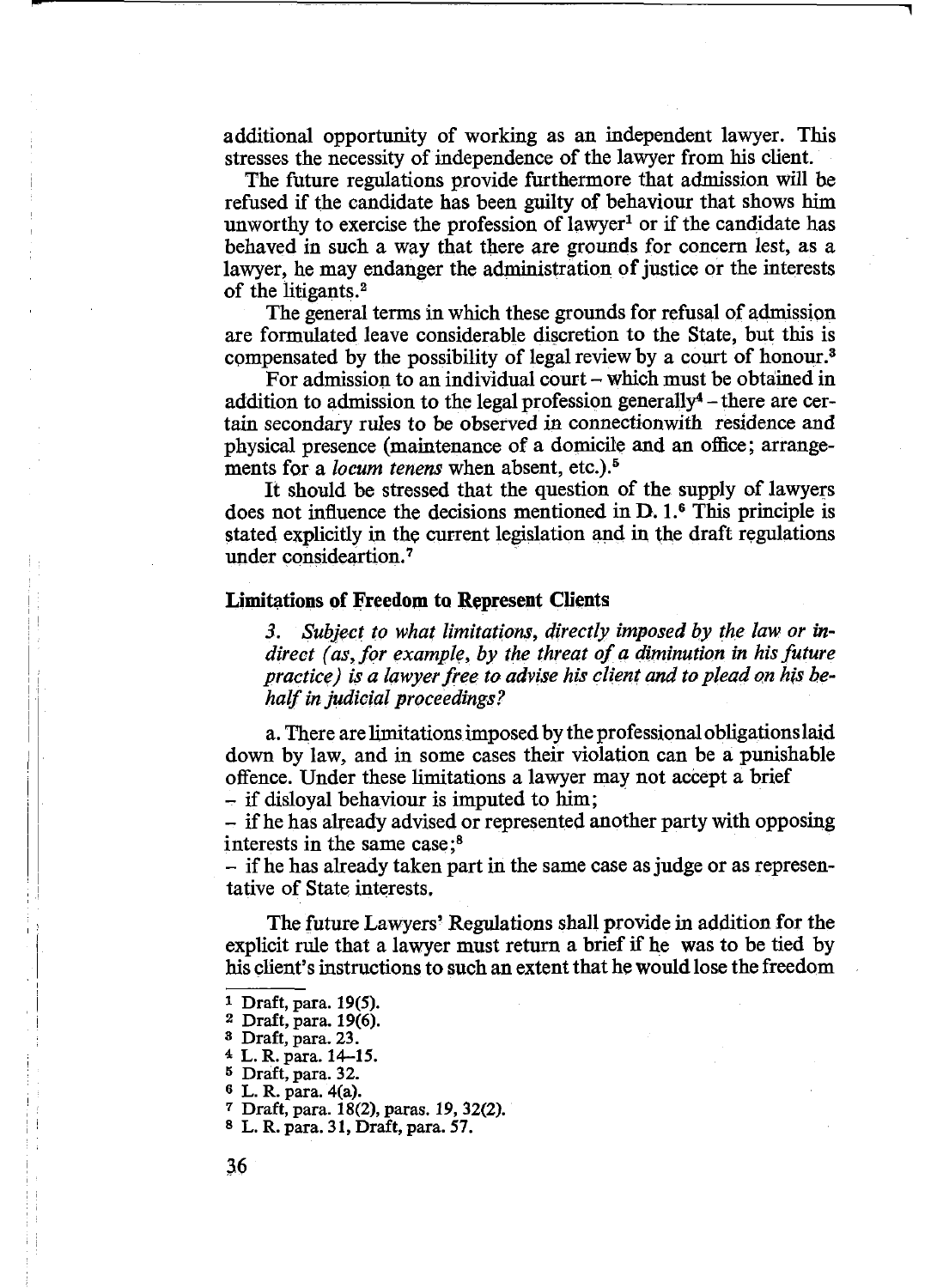additional opportunity of working as an independent lawyer. This stresses the necessity of independence of the lawyer from his client.

The future regulations provide furthermore that admission will be refused if the candidate has been guilty of behaviour that shows him unworthy to exercise the profession of lawyer[1] or if the candidate has behaved in such a way that there are grounds for concern lest, as a lawyer, he may endanger the administration of justice or the interests of the litigants.[2]

The general terms in which these grounds for refusal of admission are formulated leave considerable discretion to the State, but this is compensated by the possibility of legal review by a court of honour.[3]

For admission to an individual court – which must be obtained in addition to admission to the legal profession generally[4] – there are certain secondary rules to be observed in connectionwith residence and physical presence (maintenance of a domicile and an office; arrangements for a *locum tenens* when absent, etc.).[5]

It should be stressed that the question of the supply of lawyers does not influence the decisions mentioned in D. 1.[6] This principle is stated explicitly in the current legislation and in the draft regulations under considecartion.[7]

### Limitations of Freedom to Represent Clients

*3. Subject to what limitations, directly imposed by the law or indirect (as, for example, by the threat of a diminution in his future practice) is a lawyer free to advise his client and to plead on his behalf in judicial proceedings?*

a. There are limitations imposed by the professional obligations laid down by law, and in some cases their violation can be a punishable offence. Under these limitations a lawyer may not accept a brief

- if disloyal behaviour is imputed to him;
- if he has already advised or represented another party with opposing interests in the same case;[8]
- if he has already taken part in the same case as judge or as representative of State interests.

The future Lawyers' Regulations shall provide in addition for the explicit rule that a lawyer must return a brief if he was to be tied by his client's instructions to such an extent that he would lose the freedom

---

[1] Draft, para. 19(5).
[2] Draft, para. 19(6).
[3] Draft, para. 23.
[4] L. R. para. 14–15.
[5] Draft, para. 32.
[6] L. R. para. 4(a).
[7] Draft, para. 18(2), paras. 19, 32(2).
[8] L. R. para. 31, Draft, para. 57.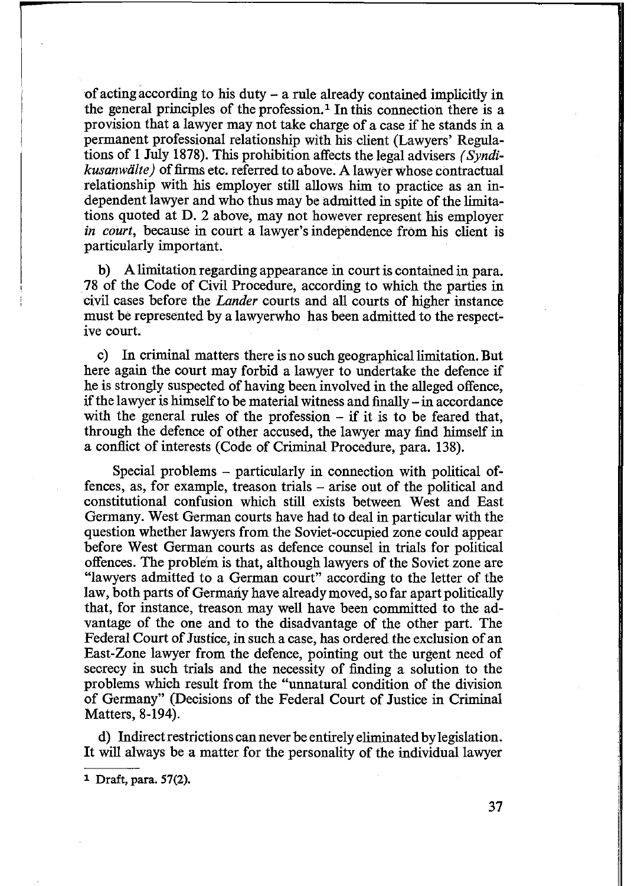of acting according to his duty – a rule already contained implicitly in the general principles of the profession.[1] In this connection there is a provision that a lawyer may not take charge of a case if he stands in a permanent professional relationship with his client (Lawyers' Regulations of 1 July 1878). This prohibition affects the legal advisers *(Syndikusanwälte)* of firms etc. referred to above. A lawyer whose contractual relationship with his employer still allows him to practice as an independent lawyer and who thus may be admitted in spite of the limitations quoted at D. 2 above, may not however represent his employer *in court*, because in court a lawyer's independence from his client is particularly important.

b) A limitation regarding appearance in court is contained in para. 78 of the Code of Civil Procedure, according to which the parties in civil cases before the *Lander* courts and all courts of higher instance must be represented by a lawyerwho has been admitted to the respective court.

c) In criminal matters there is no such geographical limitation. But here again the court may forbid a lawyer to undertake the defence if he is strongly suspected of having been involved in the alleged offence, if the lawyer is himself to be material witness and finally – in accordance with the general rules of the profession – if it is to be feared that, through the defence of other accused, the lawyer may find himself in a conflict of interests (Code of Criminal Procedure, para. 138).

Special problems – particularly in connection with political offences, as, for example, treason trials – arise out of the political and constitutional confusion which still exists between West and East Germany. West German courts have had to deal in particular with the question whether lawyers from the Soviet-occupied zone could appear before West German courts as defence counsel in trials for political offences. The problem is that, although lawyers of the Soviet zone are "lawyers admitted to a German court" according to the letter of the law, both parts of Germany have already moved, so far apart politically that, for instance, treason may well have been committed to the advantage of the one and to the disadvantage of the other part. The Federal Court of Justice, in such a case, has ordered the exclusion of an East-Zone lawyer from the defence, pointing out the urgent need of secrecy in such trials and the necessity of finding a solution to the problems which result from the "unnatural condition of the division of Germany" (Decisions of the Federal Court of Justice in Criminal Matters, 8-194).

d) Indirect restrictions can never be entirely eliminated by legislation. It will always be a matter for the personality of the individual lawyer

---

[1] Draft, para. 57(2).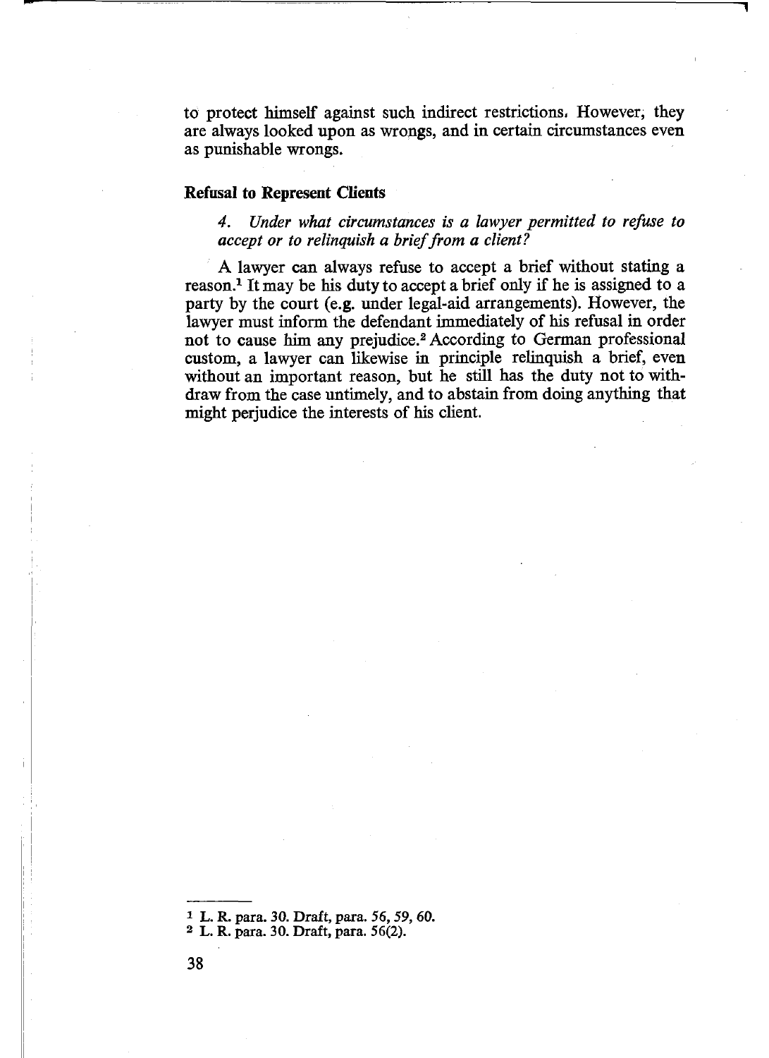to protect himself against such indirect restrictions. However, they are always looked upon as wrongs, and in certain circumstances even as punishable wrongs.

### Refusal to Represent Clients

*4. Under what circumstances is a lawyer permitted to refuse to accept or to relinquish a brief from a client?*

A lawyer can always refuse to accept a brief without stating a reason.[1] It may be his duty to accept a brief only if he is assigned to a party by the court (e.g. under legal-aid arrangements). However, the lawyer must inform the defendant immediately of his refusal in order not to cause him any prejudice.[2] According to German professional custom, a lawyer can likewise in principle relinquish a brief, even without an important reason, but he still has the duty not to withdraw from the case untimely, and to abstain from doing anything that might perjudice the interests of his client.

---

[1] L. R. para. 30. Draft, para. 56, 59, 60.

[2] L. R. para. 30. Draft, para. 56(2).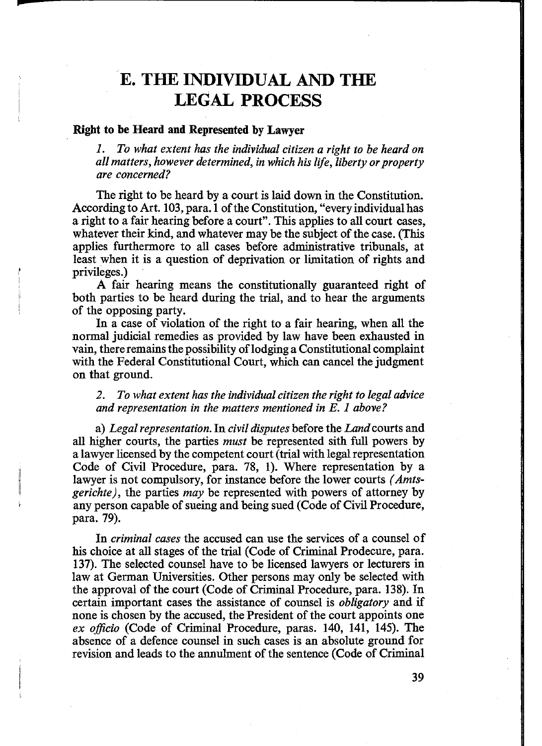# E. THE INDIVIDUAL AND THE LEGAL PROCESS

### Right to be Heard and Represented by Lawyer

*1. To what extent has the individual citizen a right to be heard on all matters, however determined, in which his life, liberty or property are concerned?*

The right to be heard by a court is laid down in the Constitution. According to Art. 103, para. 1 of the Constitution, "every individual has a right to a fair hearing before a court". This applies to all court cases, whatever their kind, and whatever may be the subject of the case. (This applies furthermore to all cases before administrative tribunals, at least when it is a question of deprivation or limitation of rights and privileges.)

A fair hearing means the constitutionally guaranteed right of both parties to be heard during the trial, and to hear the arguments of the opposing party.

In a case of violation of the right to a fair hearing, when all the normal judicial remedies as provided by law have been exhausted in vain, there remains the possibility of lodging a Constitutional complaint with the Federal Constitutional Court, which can cancel the judgment on that ground.

*2. To what extent has the individual citizen the right to legal advice and representation in the matters mentioned in E. 1 above?*

a) *Legal representation.* In *civil disputes* before the *Land* courts and all higher courts, the parties *must* be represented sith full powers by a lawyer licensed by the competent court (trial with legal representation Code of Civil Procedure, para. 78, 1). Where representation by a lawyer is not compulsory, for instance before the lower courts *(Amtsgerichte)*, the parties *may* be represented with powers of attorney by any person capable of sueing and being sued (Code of Civil Procedure, para. 79).

In *criminal cases* the accused can use the services of a counsel of his choice at all stages of the trial (Code of Criminal Prodecure, para. 137). The selected counsel have to be licensed lawyers or lecturers in law at German Universities. Other persons may only be selected with the approval of the court (Code of Criminal Procedure, para. 138). In certain important cases the assistance of counsel is *obligatory* and if none is chosen by the accused, the President of the court appoints one *ex officio* (Code of Criminal Procedure, paras. 140, 141, 145). The absence of a defence counsel in such cases is an absolute ground for revision and leads to the annulment of the sentence (Code of Criminal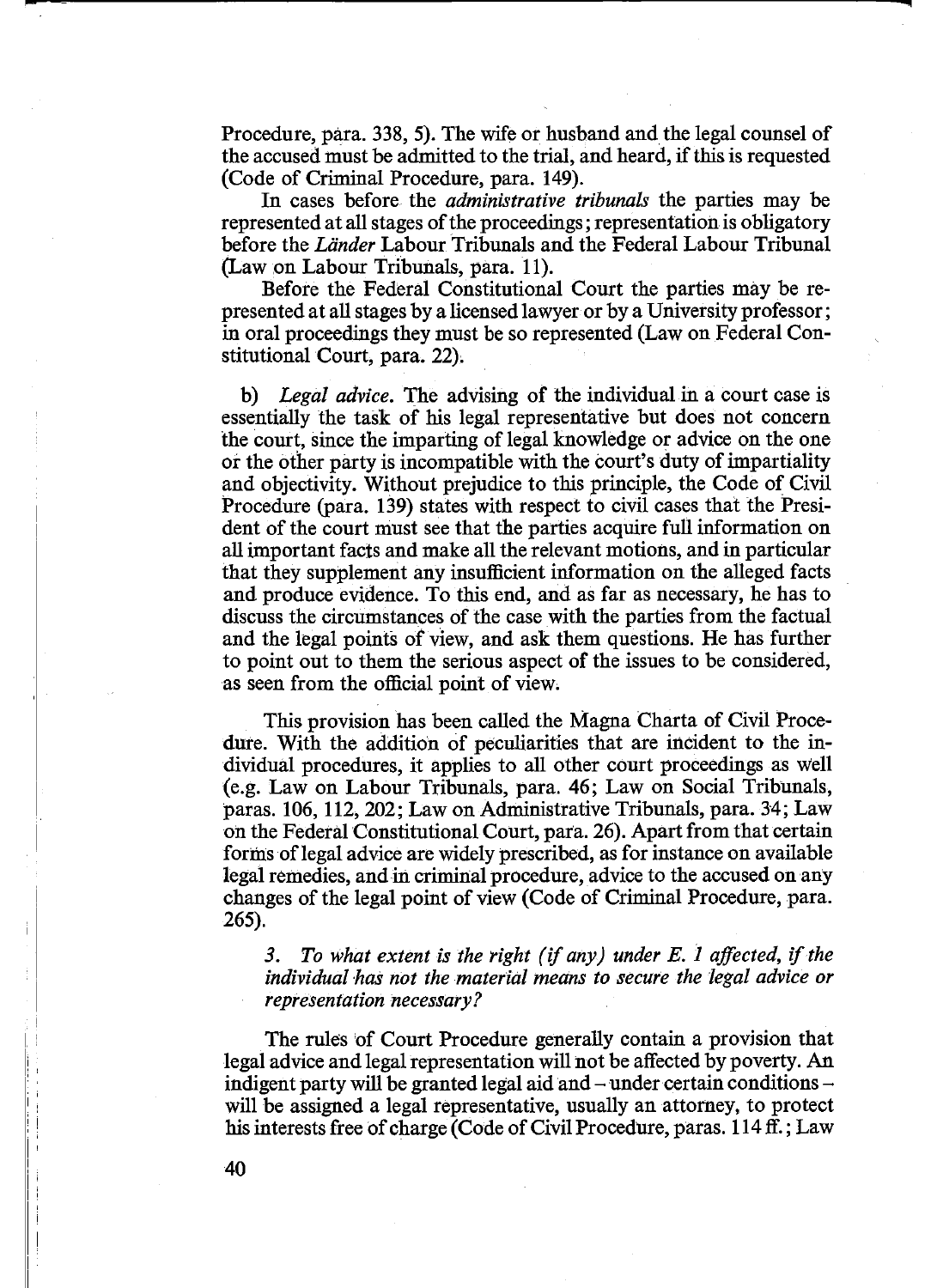Procedure, para. 338, 5). The wife or husband and the legal counsel of the accused must be admitted to the trial, and heard, if this is requested (Code of Criminal Procedure, para. 149).

In cases before the *administrative tribunals* the parties may be represented at all stages of the proceedings; representation is obligatory before the *Länder* Labour Tribunals and the Federal Labour Tribunal (Law on Labour Tribunals, para. 11).

Before the Federal Constitutional Court the parties may be represented at all stages by a licensed lawyer or by a University professor; in oral proceedings they must be so represented (Law on Federal Constitutional Court, para. 22).

b) *Legal advice.* The advising of the individual in a court case is essentially the task of his legal representative but does not concern the court, since the imparting of legal knowledge or advice on the one or the other party is incompatible with the court's duty of impartiality and objectivity. Without prejudice to this principle, the Code of Civil Procedure (para. 139) states with respect to civil cases that the President of the court must see that the parties acquire full information on all important facts and make all the relevant motions, and in particular that they supplement any insufficient information on the alleged facts and produce evidence. To this end, and as far as necessary, he has to discuss the circumstances of the case with the parties from the factual and the legal points of view, and ask them questions. He has further to point out to them the serious aspect of the issues to be considered, as seen from the official point of view.

This provision has been called the Magna Charta of Civil Procedure. With the addition of peculiarities that are incident to the individual procedures, it applies to all other court proceedings as well (e.g. Law on Labour Tribunals, para. 46; Law on Social Tribunals, paras. 106, 112, 202; Law on Administrative Tribunals, para. 34; Law on the Federal Constitutional Court, para. 26). Apart from that certain forms of legal advice are widely prescribed, as for instance on available legal remedies, and in criminal procedure, advice to the accused on any changes of the legal point of view (Code of Criminal Procedure, para. 265).

*3. To what extent is the right (if any) under E. 1 affected, if the individual has not the material means to secure the legal advice or representation necessary?*

The rules of Court Procedure generally contain a provision that legal advice and legal representation will not be affected by poverty. An indigent party will be granted legal aid and – under certain conditions – will be assigned a legal representative, usually an attorney, to protect his interests free of charge (Code of Civil Procedure, paras. 114 ff.; Law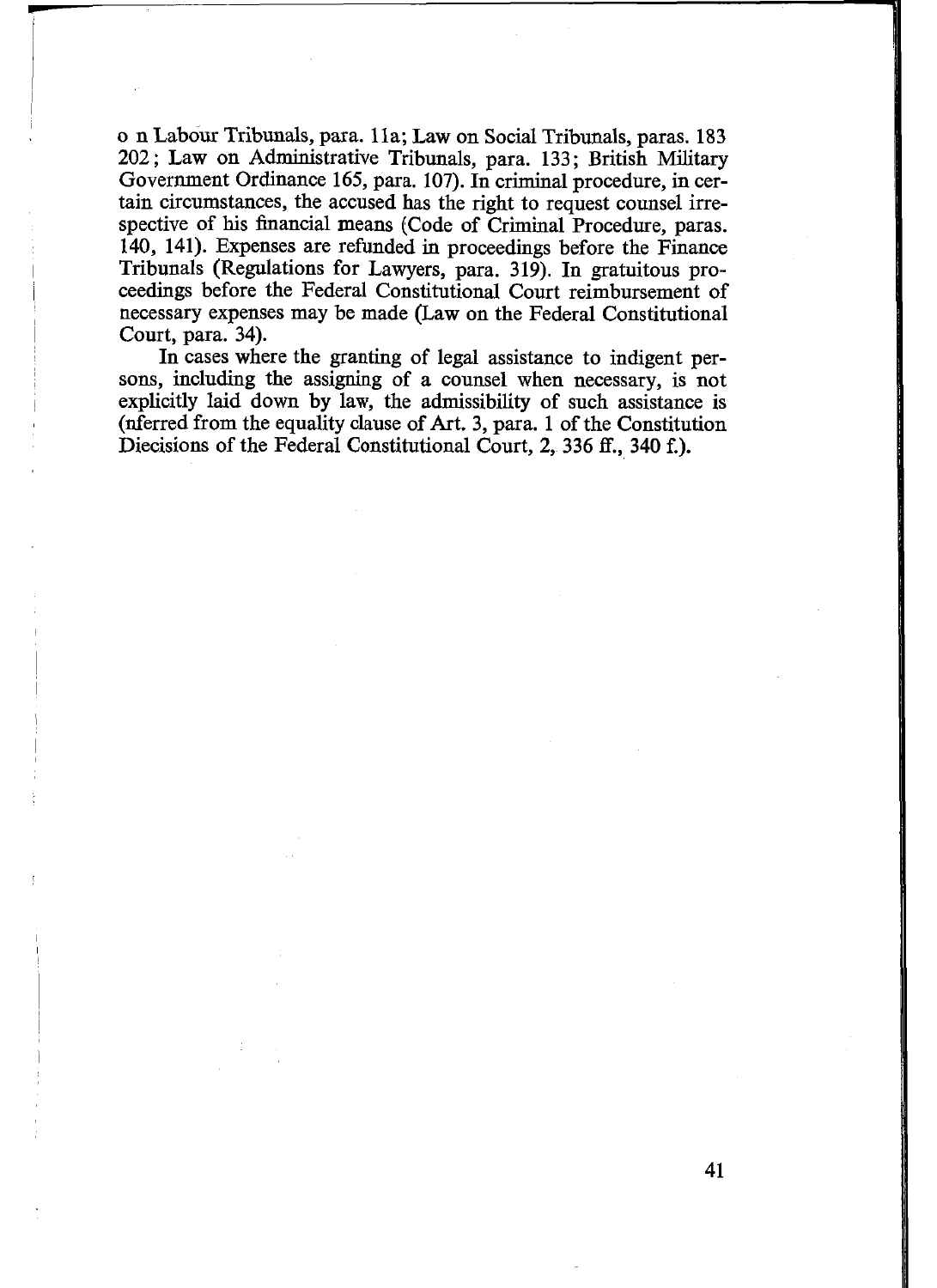o n Labour Tribunals, para. 11a; Law on Social Tribunals, paras. 183 202; Law on Administrative Tribunals, para. 133; British Military Government Ordinance 165, para. 107). In criminal procedure, in certain circumstances, the accused has the right to request counsel irrespective of his financial means (Code of Criminal Procedure, paras. 140, 141). Expenses are refunded in proceedings before the Finance Tribunals (Regulations for Lawyers, para. 319). In gratuitous proceedings before the Federal Constitutional Court reimbursement of necessary expenses may be made (Law on the Federal Constitutional Court, para. 34).

In cases where the granting of legal assistance to indigent persons, including the assigning of a counsel when necessary, is not explicitly laid down by law, the admissibility of such assistance is (nferred from the equality clause of Art. 3, para. 1 of the Constitution Diecisions of the Federal Constitutional Court, 2, 336 ff., 340 f.).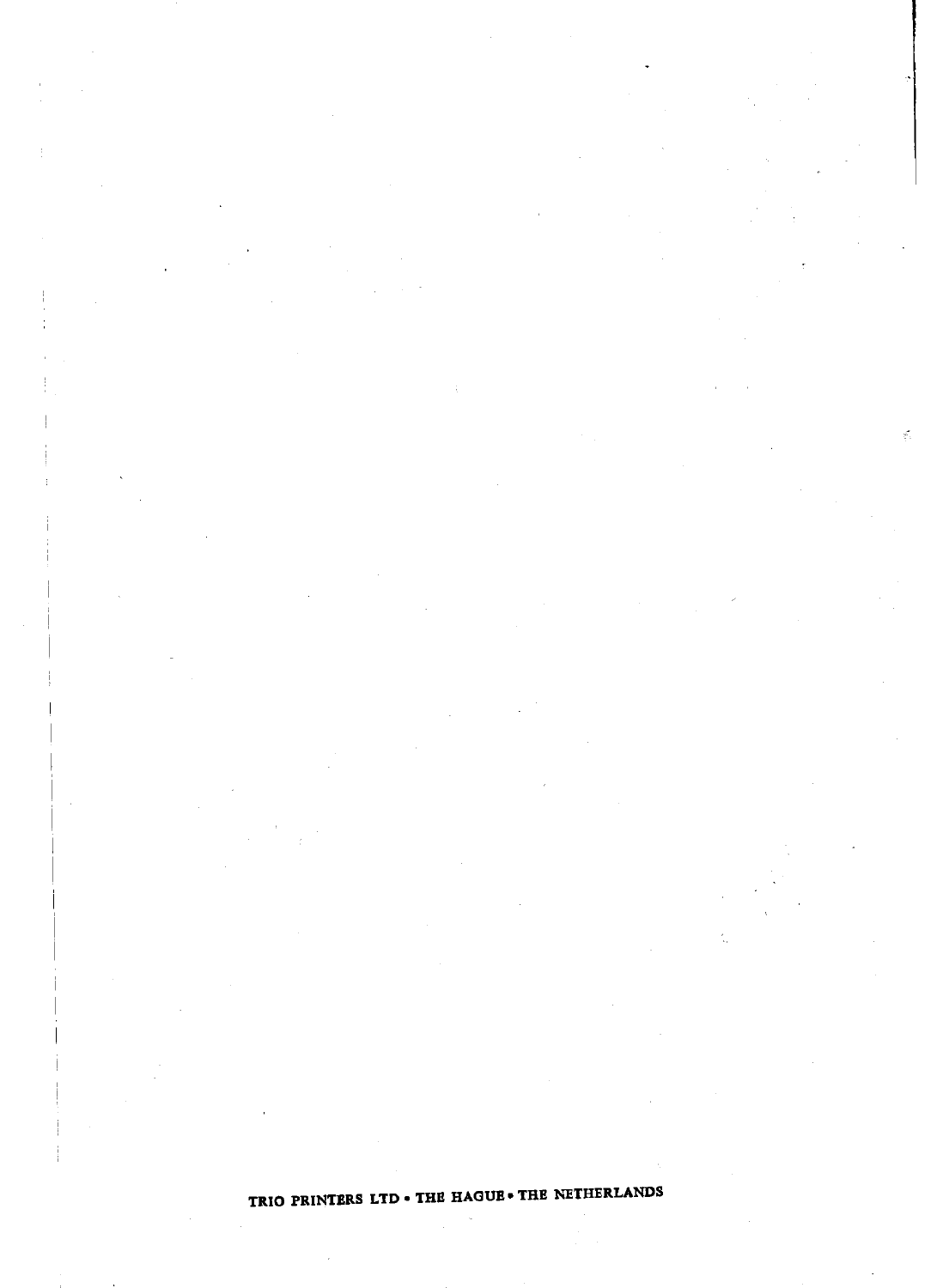TRIO PRINTERS LTD • THE HAGUE • THE NETHERLANDS